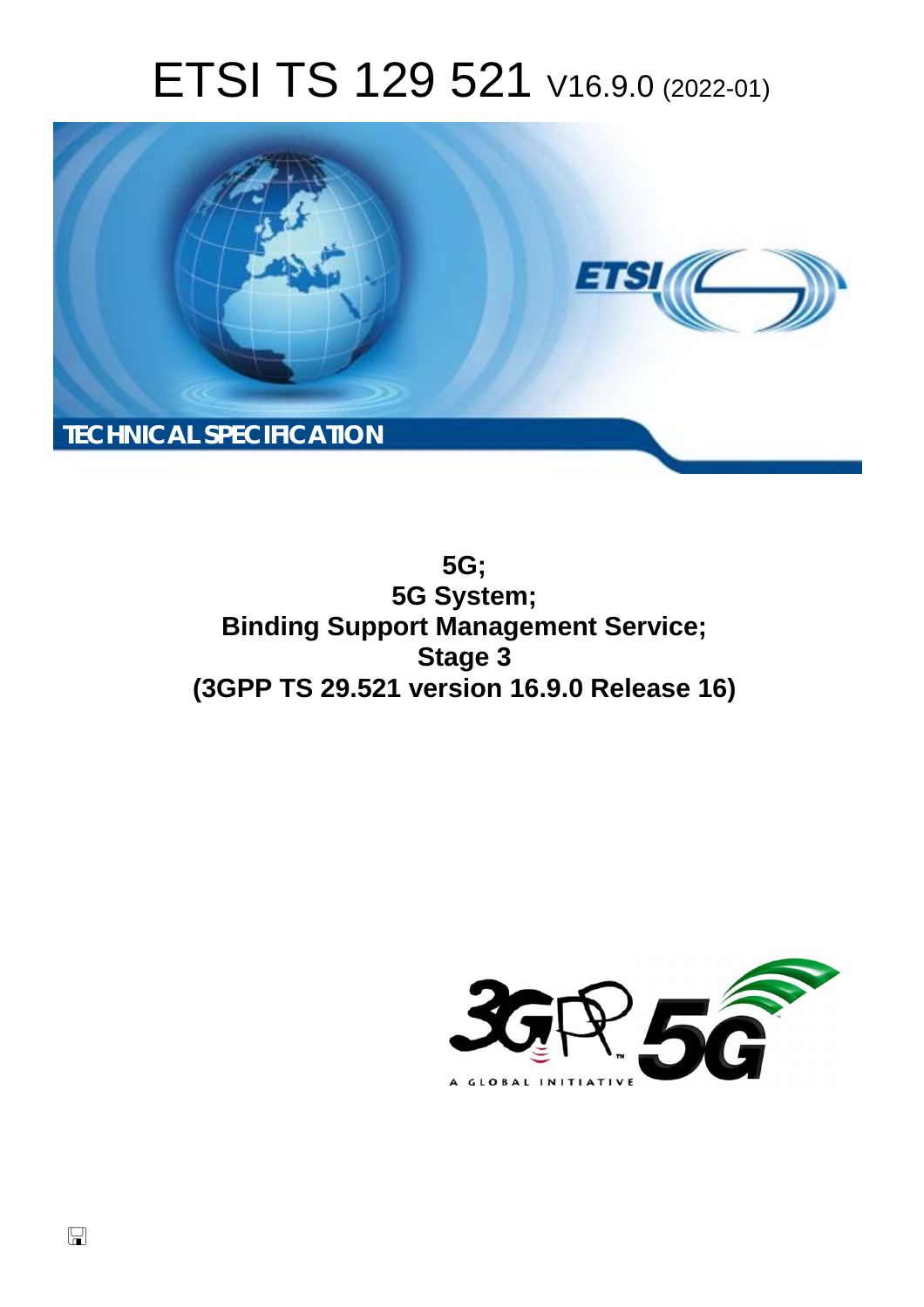# ETSI TS 129 521 V16.9.0 (2022-01)

TECHNICAL SPECIFICATION

**5G;**
**5G System;**
**Binding Support Management Service;**
**Stage 3**
**(3GPP TS 29.521 version 16.9.0 Release 16)**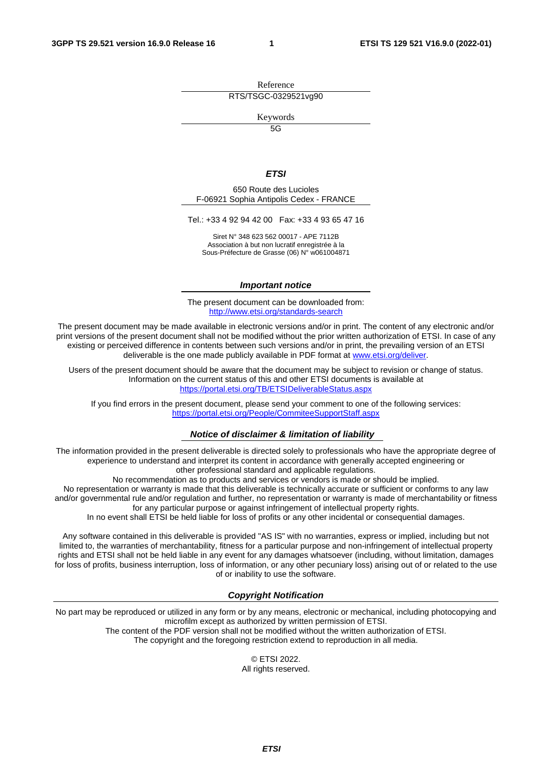Reference

RTS/TSGC-0329521vg90

Keywords

5G

***ETSI***

650 Route des Lucioles
F-06921 Sophia Antipolis Cedex - FRANCE

Tel.: +33 4 92 94 42 00   Fax: +33 4 93 65 47 16

Siret N° 348 623 562 00017 - APE 7112B
Association à but non lucratif enregistrée à la
Sous-Préfecture de Grasse (06) N° w061004871

***Important notice***

The present document can be downloaded from:
http://www.etsi.org/standards-search

The present document may be made available in electronic versions and/or in print. The content of any electronic and/or print versions of the present document shall not be modified without the prior written authorization of ETSI. In case of any existing or perceived difference in contents between such versions and/or in print, the prevailing version of an ETSI deliverable is the one made publicly available in PDF format at www.etsi.org/deliver.

Users of the present document should be aware that the document may be subject to revision or change of status. Information on the current status of this and other ETSI documents is available at https://portal.etsi.org/TB/ETSIDeliverableStatus.aspx

If you find errors in the present document, please send your comment to one of the following services:
https://portal.etsi.org/People/CommiteeSupportStaff.aspx

***Notice of disclaimer & limitation of liability***

The information provided in the present deliverable is directed solely to professionals who have the appropriate degree of experience to understand and interpret its content in accordance with generally accepted engineering or other professional standard and applicable regulations.
No recommendation as to products and services or vendors is made or should be implied.
No representation or warranty is made that this deliverable is technically accurate or sufficient or conforms to any law and/or governmental rule and/or regulation and further, no representation or warranty is made of merchantability or fitness for any particular purpose or against infringement of intellectual property rights.
In no event shall ETSI be held liable for loss of profits or any other incidental or consequential damages.

Any software contained in this deliverable is provided "AS IS" with no warranties, express or implied, including but not limited to, the warranties of merchantability, fitness for a particular purpose and non-infringement of intellectual property rights and ETSI shall not be held liable in any event for any damages whatsoever (including, without limitation, damages for loss of profits, business interruption, loss of information, or any other pecuniary loss) arising out of or related to the use of or inability to use the software.

***Copyright Notification***

No part may be reproduced or utilized in any form or by any means, electronic or mechanical, including photocopying and microfilm except as authorized by written permission of ETSI.
The content of the PDF version shall not be modified without the written authorization of ETSI.
The copyright and the foregoing restriction extend to reproduction in all media.

© ETSI 2022.
All rights reserved.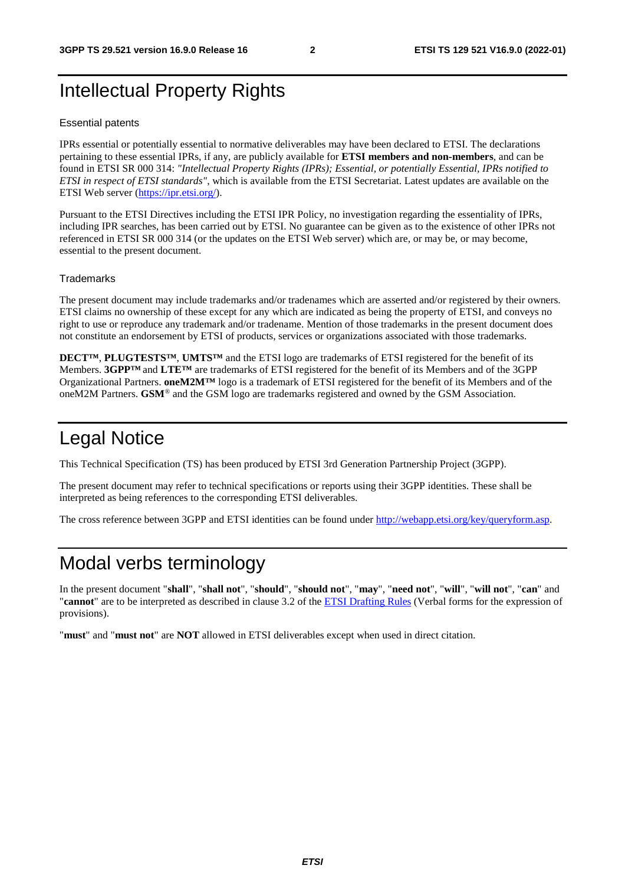# Intellectual Property Rights

### Essential patents

IPRs essential or potentially essential to normative deliverables may have been declared to ETSI. The declarations pertaining to these essential IPRs, if any, are publicly available for **ETSI members and non-members**, and can be found in ETSI SR 000 314: *"Intellectual Property Rights (IPRs); Essential, or potentially Essential, IPRs notified to ETSI in respect of ETSI standards"*, which is available from the ETSI Secretariat. Latest updates are available on the ETSI Web server (https://ipr.etsi.org/).

Pursuant to the ETSI Directives including the ETSI IPR Policy, no investigation regarding the essentiality of IPRs, including IPR searches, has been carried out by ETSI. No guarantee can be given as to the existence of other IPRs not referenced in ETSI SR 000 314 (or the updates on the ETSI Web server) which are, or may be, or may become, essential to the present document.

### Trademarks

The present document may include trademarks and/or tradenames which are asserted and/or registered by their owners. ETSI claims no ownership of these except for any which are indicated as being the property of ETSI, and conveys no right to use or reproduce any trademark and/or tradename. Mention of those trademarks in the present document does not constitute an endorsement by ETSI of products, services or organizations associated with those trademarks.

**DECT™**, **PLUGTESTS™**, **UMTS™** and the ETSI logo are trademarks of ETSI registered for the benefit of its Members. **3GPP™** and **LTE™** are trademarks of ETSI registered for the benefit of its Members and of the 3GPP Organizational Partners. **oneM2M™** logo is a trademark of ETSI registered for the benefit of its Members and of the oneM2M Partners. **GSM**® and the GSM logo are trademarks registered and owned by the GSM Association.

# Legal Notice

This Technical Specification (TS) has been produced by ETSI 3rd Generation Partnership Project (3GPP).

The present document may refer to technical specifications or reports using their 3GPP identities. These shall be interpreted as being references to the corresponding ETSI deliverables.

The cross reference between 3GPP and ETSI identities can be found under http://webapp.etsi.org/key/queryform.asp.

# Modal verbs terminology

In the present document "**shall**", "**shall not**", "**should**", "**should not**", "**may**", "**need not**", "**will**", "**will not**", "**can**" and "**cannot**" are to be interpreted as described in clause 3.2 of the ETSI Drafting Rules (Verbal forms for the expression of provisions).

"**must**" and "**must not**" are **NOT** allowed in ETSI deliverables except when used in direct citation.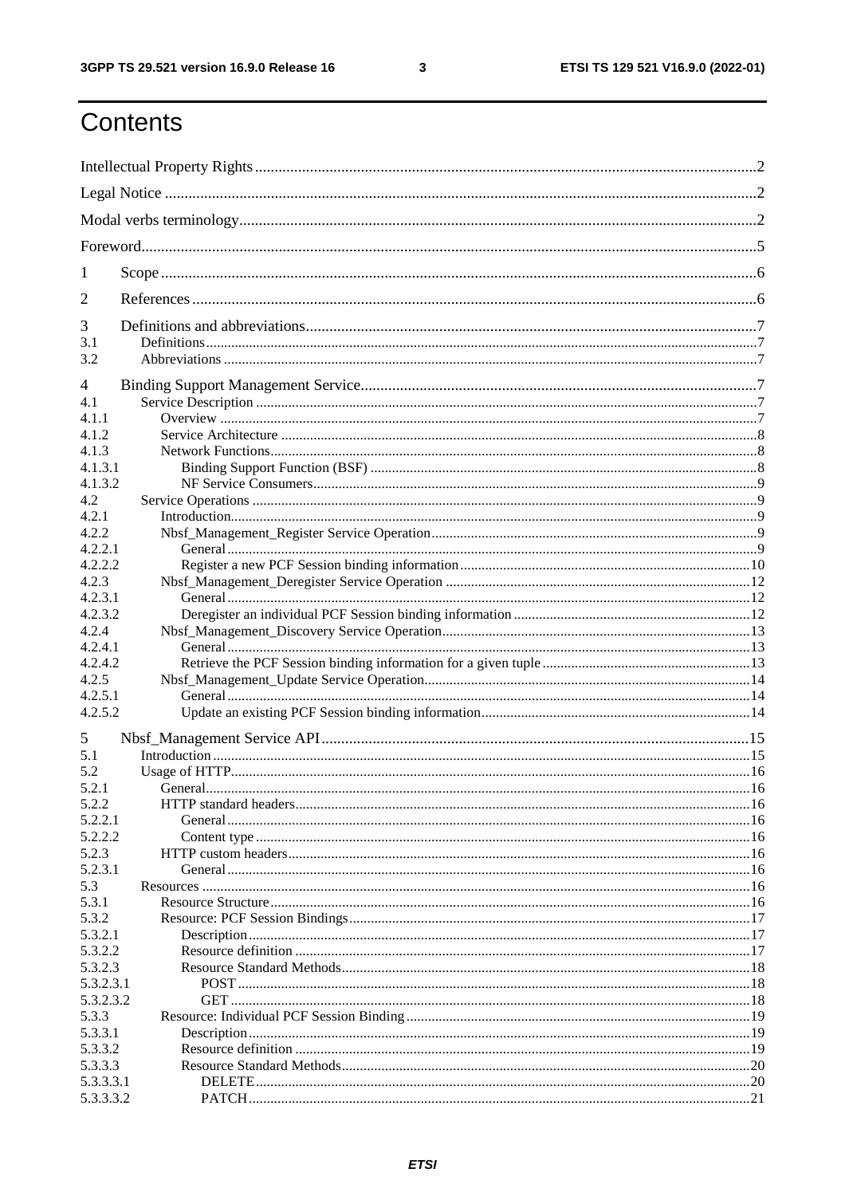# Contents

Intellectual Property Rights ..... 2
Legal Notice ..... 2
Modal verbs terminology ..... 2
Foreword ..... 5
1 Scope ..... 6
2 References ..... 6
3 Definitions and abbreviations ..... 7
3.1 Definitions ..... 7
3.2 Abbreviations ..... 7
4 Binding Support Management Service ..... 7
4.1 Service Description ..... 7
4.1.1 Overview ..... 7
4.1.2 Service Architecture ..... 8
4.1.3 Network Functions ..... 8
4.1.3.1 Binding Support Function (BSF) ..... 8
4.1.3.2 NF Service Consumers ..... 9
4.2 Service Operations ..... 9
4.2.1 Introduction ..... 9
4.2.2 Nbsf_Management_Register Service Operation ..... 9
4.2.2.1 General ..... 9
4.2.2.2 Register a new PCF Session binding information ..... 10
4.2.3 Nbsf_Management_Deregister Service Operation ..... 12
4.2.3.1 General ..... 12
4.2.3.2 Deregister an individual PCF Session binding information ..... 12
4.2.4 Nbsf_Management_Discovery Service Operation ..... 13
4.2.4.1 General ..... 13
4.2.4.2 Retrieve the PCF Session binding information for a given tuple ..... 13
4.2.5 Nbsf_Management_Update Service Operation ..... 14
4.2.5.1 General ..... 14
4.2.5.2 Update an existing PCF Session binding information ..... 14
5 Nbsf_Management Service API ..... 15
5.1 Introduction ..... 15
5.2 Usage of HTTP ..... 16
5.2.1 General ..... 16
5.2.2 HTTP standard headers ..... 16
5.2.2.1 General ..... 16
5.2.2.2 Content type ..... 16
5.2.3 HTTP custom headers ..... 16
5.2.3.1 General ..... 16
5.3 Resources ..... 16
5.3.1 Resource Structure ..... 16
5.3.2 Resource: PCF Session Bindings ..... 17
5.3.2.1 Description ..... 17
5.3.2.2 Resource definition ..... 17
5.3.2.3 Resource Standard Methods ..... 18
5.3.2.3.1 POST ..... 18
5.3.2.3.2 GET ..... 18
5.3.3 Resource: Individual PCF Session Binding ..... 19
5.3.3.1 Description ..... 19
5.3.3.2 Resource definition ..... 19
5.3.3.3 Resource Standard Methods ..... 20
5.3.3.3.1 DELETE ..... 20
5.3.3.3.2 PATCH ..... 21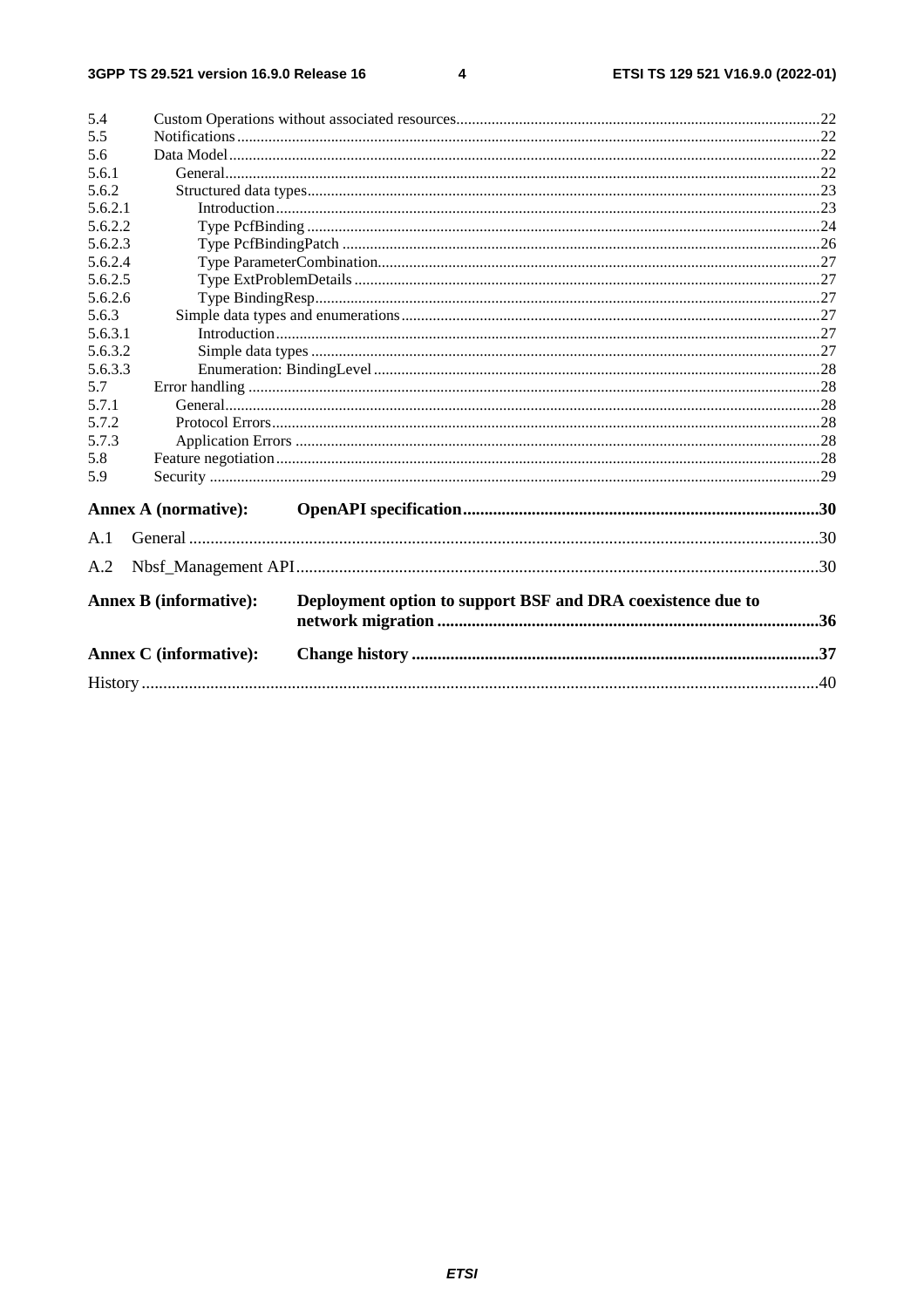5.4 Custom Operations without associated resources ........................................................................................... 22
5.5 Notifications ................................................................................................................................................. 22
5.6 Data Model .................................................................................................................................................... 22
5.6.1 General ..................................................................................................................................................... 22
5.6.2 Structured data types ................................................................................................................................ 23
5.6.2.1 Introduction ......................................................................................................................................... 23
5.6.2.2 Type PcfBinding ................................................................................................................................. 24
5.6.2.3 Type PcfBindingPatch ........................................................................................................................ 26
5.6.2.4 Type ParameterCombination ............................................................................................................... 27
5.6.2.5 Type ExtProblemDetails ..................................................................................................................... 27
5.6.2.6 Type BindingResp ............................................................................................................................... 27
5.6.3 Simple data types and enumerations ......................................................................................................... 27
5.6.3.1 Introduction ......................................................................................................................................... 27
5.6.3.2 Simple data types ................................................................................................................................ 27
5.6.3.3 Enumeration: BindingLevel ................................................................................................................ 28
5.7 Error handling ................................................................................................................................................ 28
5.7.1 General ..................................................................................................................................................... 28
5.7.2 Protocol Errors .......................................................................................................................................... 28
5.7.3 Application Errors .................................................................................................................................... 28
5.8 Feature negotiation ........................................................................................................................................ 28
5.9 Security .......................................................................................................................................................... 29

**Annex A (normative): OpenAPI specification .................................................................................. 30**

A.1 General ................................................................................................................................................. 30

A.2 Nbsf_Management API ......................................................................................................................... 30

**Annex B (informative): Deployment option to support BSF and DRA coexistence due to network migration ........................................................................................ 36**

**Annex C (informative): Change history .............................................................................................. 37**

History ............................................................................................................................................................ 40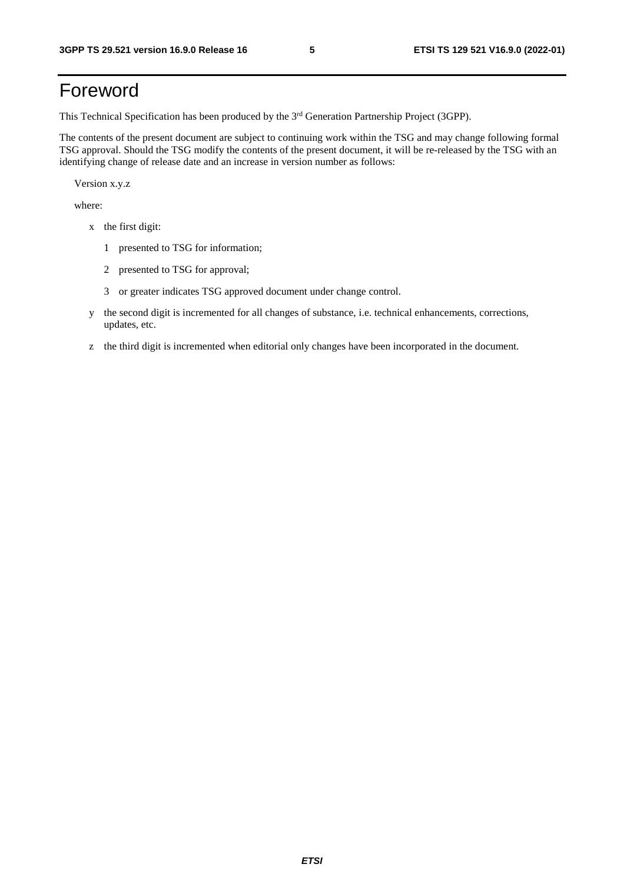# Foreword

This Technical Specification has been produced by the 3rd Generation Partnership Project (3GPP).

The contents of the present document are subject to continuing work within the TSG and may change following formal TSG approval. Should the TSG modify the contents of the present document, it will be re-released by the TSG with an identifying change of release date and an increase in version number as follows:

Version x.y.z

where:

- x the first digit:
  - 1 presented to TSG for information;
  - 2 presented to TSG for approval;
  - 3 or greater indicates TSG approved document under change control.
- y the second digit is incremented for all changes of substance, i.e. technical enhancements, corrections, updates, etc.
- z the third digit is incremented when editorial only changes have been incorporated in the document.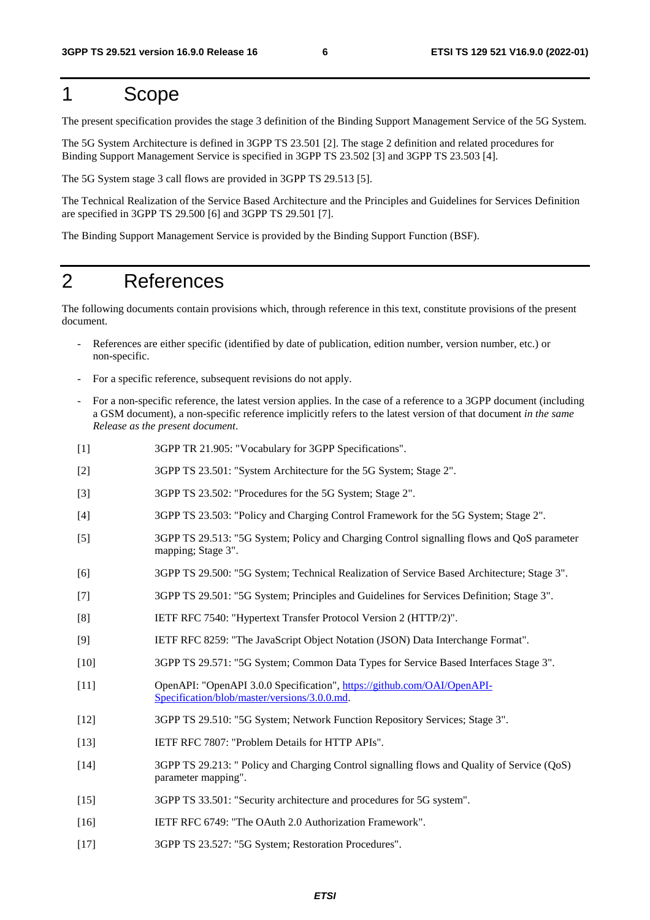# 1 Scope

The present specification provides the stage 3 definition of the Binding Support Management Service of the 5G System.

The 5G System Architecture is defined in 3GPP TS 23.501 [2]. The stage 2 definition and related procedures for Binding Support Management Service is specified in 3GPP TS 23.502 [3] and 3GPP TS 23.503 [4].

The 5G System stage 3 call flows are provided in 3GPP TS 29.513 [5].

The Technical Realization of the Service Based Architecture and the Principles and Guidelines for Services Definition are specified in 3GPP TS 29.500 [6] and 3GPP TS 29.501 [7].

The Binding Support Management Service is provided by the Binding Support Function (BSF).

# 2 References

The following documents contain provisions which, through reference in this text, constitute provisions of the present document.

- References are either specific (identified by date of publication, edition number, version number, etc.) or non-specific.
- For a specific reference, subsequent revisions do not apply.
- For a non-specific reference, the latest version applies. In the case of a reference to a 3GPP document (including a GSM document), a non-specific reference implicitly refers to the latest version of that document *in the same Release as the present document*.

[1] 3GPP TR 21.905: "Vocabulary for 3GPP Specifications".

[2] 3GPP TS 23.501: "System Architecture for the 5G System; Stage 2".

[3] 3GPP TS 23.502: "Procedures for the 5G System; Stage 2".

[4] 3GPP TS 23.503: "Policy and Charging Control Framework for the 5G System; Stage 2".

[5] 3GPP TS 29.513: "5G System; Policy and Charging Control signalling flows and QoS parameter mapping; Stage 3".

[6] 3GPP TS 29.500: "5G System; Technical Realization of Service Based Architecture; Stage 3".

[7] 3GPP TS 29.501: "5G System; Principles and Guidelines for Services Definition; Stage 3".

[8] IETF RFC 7540: "Hypertext Transfer Protocol Version 2 (HTTP/2)".

[9] IETF RFC 8259: "The JavaScript Object Notation (JSON) Data Interchange Format".

[10] 3GPP TS 29.571: "5G System; Common Data Types for Service Based Interfaces Stage 3".

[11] OpenAPI: "OpenAPI 3.0.0 Specification", https://github.com/OAI/OpenAPI-Specification/blob/master/versions/3.0.0.md.

[12] 3GPP TS 29.510: "5G System; Network Function Repository Services; Stage 3".

[13] IETF RFC 7807: "Problem Details for HTTP APIs".

[14] 3GPP TS 29.213: " Policy and Charging Control signalling flows and Quality of Service (QoS) parameter mapping".

[15] 3GPP TS 33.501: "Security architecture and procedures for 5G system".

[16] IETF RFC 6749: "The OAuth 2.0 Authorization Framework".

[17] 3GPP TS 23.527: "5G System; Restoration Procedures".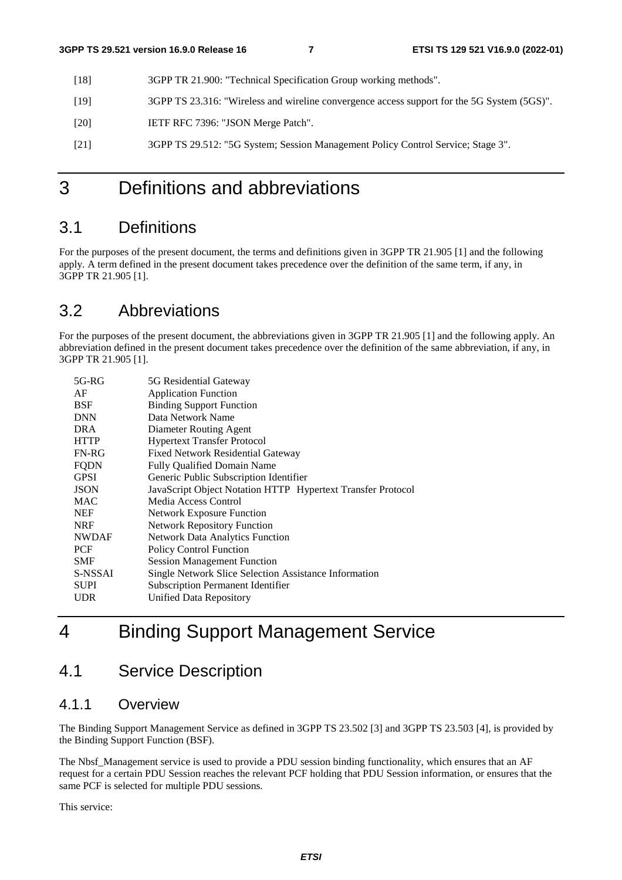[18] 3GPP TR 21.900: "Technical Specification Group working methods".

[19] 3GPP TS 23.316: "Wireless and wireline convergence access support for the 5G System (5GS)".

[20] IETF RFC 7396: "JSON Merge Patch".

[21] 3GPP TS 29.512: "5G System; Session Management Policy Control Service; Stage 3".

# 3 Definitions and abbreviations

## 3.1 Definitions

For the purposes of the present document, the terms and definitions given in 3GPP TR 21.905 [1] and the following apply. A term defined in the present document takes precedence over the definition of the same term, if any, in 3GPP TR 21.905 [1].

## 3.2 Abbreviations

For the purposes of the present document, the abbreviations given in 3GPP TR 21.905 [1] and the following apply. An abbreviation defined in the present document takes precedence over the definition of the same abbreviation, if any, in 3GPP TR 21.905 [1].

| | |
|---|---|
| 5G-RG | 5G Residential Gateway |
| AF | Application Function |
| BSF | Binding Support Function |
| DNN | Data Network Name |
| DRA | Diameter Routing Agent |
| HTTP | Hypertext Transfer Protocol |
| FN-RG | Fixed Network Residential Gateway |
| FQDN | Fully Qualified Domain Name |
| GPSI | Generic Public Subscription Identifier |
| JSON | JavaScript Object Notation HTTP Hypertext Transfer Protocol |
| MAC | Media Access Control |
| NEF | Network Exposure Function |
| NRF | Network Repository Function |
| NWDAF | Network Data Analytics Function |
| PCF | Policy Control Function |
| SMF | Session Management Function |
| S-NSSAI | Single Network Slice Selection Assistance Information |
| SUPI | Subscription Permanent Identifier |
| UDR | Unified Data Repository |

# 4 Binding Support Management Service

## 4.1 Service Description

### 4.1.1 Overview

The Binding Support Management Service as defined in 3GPP TS 23.502 [3] and 3GPP TS 23.503 [4], is provided by the Binding Support Function (BSF).

The Nbsf_Management service is used to provide a PDU session binding functionality, which ensures that an AF request for a certain PDU Session reaches the relevant PCF holding that PDU Session information, or ensures that the same PCF is selected for multiple PDU sessions.

This service: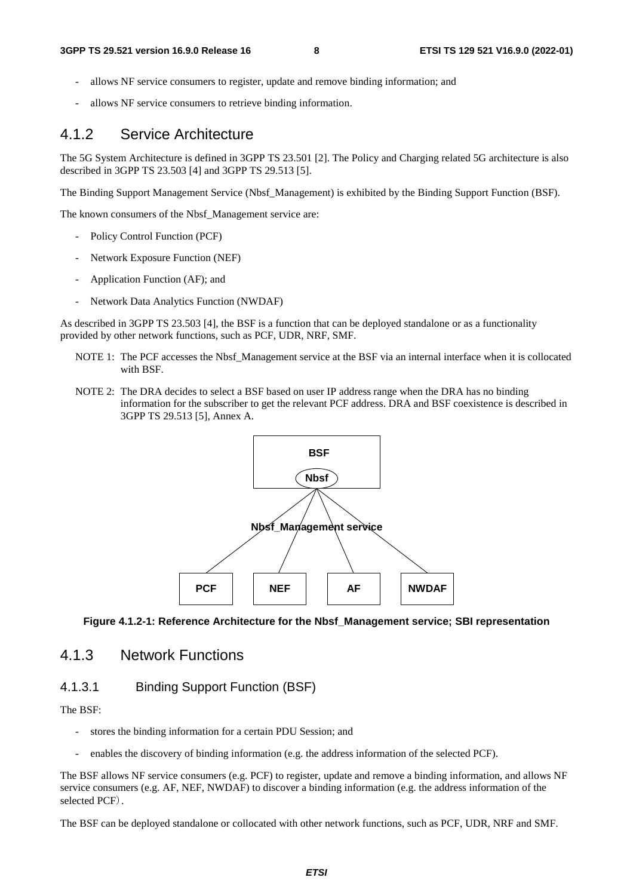- allows NF service consumers to register, update and remove binding information; and
- allows NF service consumers to retrieve binding information.

### 4.1.2 Service Architecture

The 5G System Architecture is defined in 3GPP TS 23.501 [2]. The Policy and Charging related 5G architecture is also described in 3GPP TS 23.503 [4] and 3GPP TS 29.513 [5].

The Binding Support Management Service (Nbsf_Management) is exhibited by the Binding Support Function (BSF).

The known consumers of the Nbsf_Management service are:

- Policy Control Function (PCF)
- Network Exposure Function (NEF)
- Application Function (AF); and
- Network Data Analytics Function (NWDAF)

As described in 3GPP TS 23.503 [4], the BSF is a function that can be deployed standalone or as a functionality provided by other network functions, such as PCF, UDR, NRF, SMF.

NOTE 1: The PCF accesses the Nbsf_Management service at the BSF via an internal interface when it is collocated with BSF.

NOTE 2: The DRA decides to select a BSF based on user IP address range when the DRA has no binding information for the subscriber to get the relevant PCF address. DRA and BSF coexistence is described in 3GPP TS 29.513 [5], Annex A.

BSF

Nbsf

Nbsf_Management service

PCF NEF AF NWDAF

**Figure 4.1.2-1: Reference Architecture for the Nbsf_Management service; SBI representation**

### 4.1.3 Network Functions

#### 4.1.3.1 Binding Support Function (BSF)

The BSF:

- stores the binding information for a certain PDU Session; and
- enables the discovery of binding information (e.g. the address information of the selected PCF).

The BSF allows NF service consumers (e.g. PCF) to register, update and remove a binding information, and allows NF service consumers (e.g. AF, NEF, NWDAF) to discover a binding information (e.g. the address information of the selected PCF）.

The BSF can be deployed standalone or collocated with other network functions, such as PCF, UDR, NRF and SMF.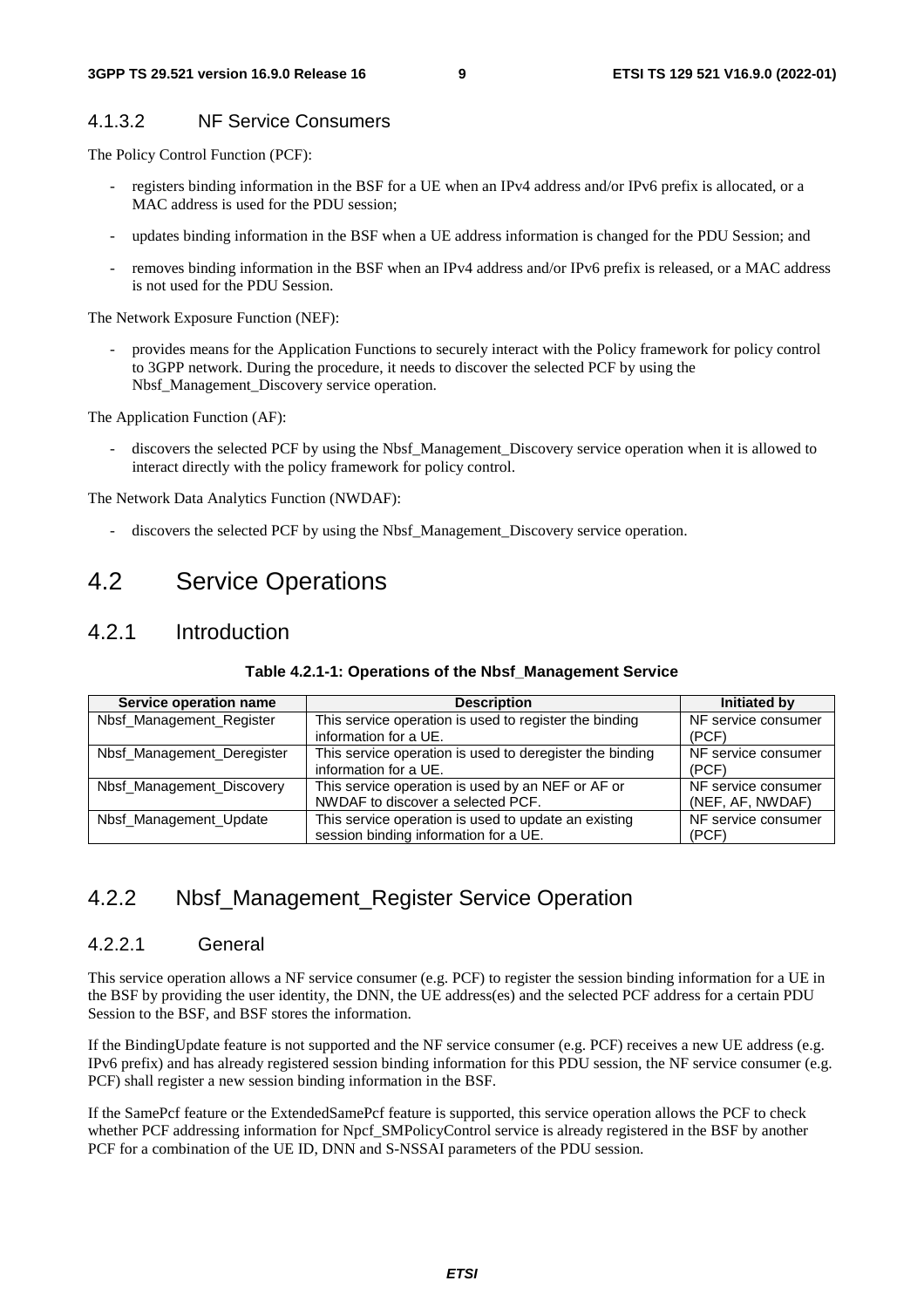#### 4.1.3.2 NF Service Consumers

The Policy Control Function (PCF):

- registers binding information in the BSF for a UE when an IPv4 address and/or IPv6 prefix is allocated, or a MAC address is used for the PDU session;
- updates binding information in the BSF when a UE address information is changed for the PDU Session; and
- removes binding information in the BSF when an IPv4 address and/or IPv6 prefix is released, or a MAC address is not used for the PDU Session.

The Network Exposure Function (NEF):

- provides means for the Application Functions to securely interact with the Policy framework for policy control to 3GPP network. During the procedure, it needs to discover the selected PCF by using the Nbsf_Management_Discovery service operation.

The Application Function (AF):

- discovers the selected PCF by using the Nbsf_Management_Discovery service operation when it is allowed to interact directly with the policy framework for policy control.

The Network Data Analytics Function (NWDAF):

- discovers the selected PCF by using the Nbsf_Management_Discovery service operation.

## 4.2 Service Operations

### 4.2.1 Introduction

**Table 4.2.1-1: Operations of the Nbsf_Management Service**

| Service operation name | Description | Initiated by |
|---|---|---|
| Nbsf_Management_Register | This service operation is used to register the binding information for a UE. | NF service consumer (PCF) |
| Nbsf_Management_Deregister | This service operation is used to deregister the binding information for a UE. | NF service consumer (PCF) |
| Nbsf_Management_Discovery | This service operation is used by an NEF or AF or NWDAF to discover a selected PCF. | NF service consumer (NEF, AF, NWDAF) |
| Nbsf_Management_Update | This service operation is used to update an existing session binding information for a UE. | NF service consumer (PCF) |

### 4.2.2 Nbsf_Management_Register Service Operation

#### 4.2.2.1 General

This service operation allows a NF service consumer (e.g. PCF) to register the session binding information for a UE in the BSF by providing the user identity, the DNN, the UE address(es) and the selected PCF address for a certain PDU Session to the BSF, and BSF stores the information.

If the BindingUpdate feature is not supported and the NF service consumer (e.g. PCF) receives a new UE address (e.g. IPv6 prefix) and has already registered session binding information for this PDU session, the NF service consumer (e.g. PCF) shall register a new session binding information in the BSF.

If the SamePcf feature or the ExtendedSamePcf feature is supported, this service operation allows the PCF to check whether PCF addressing information for Npcf_SMPolicyControl service is already registered in the BSF by another PCF for a combination of the UE ID, DNN and S-NSSAI parameters of the PDU session.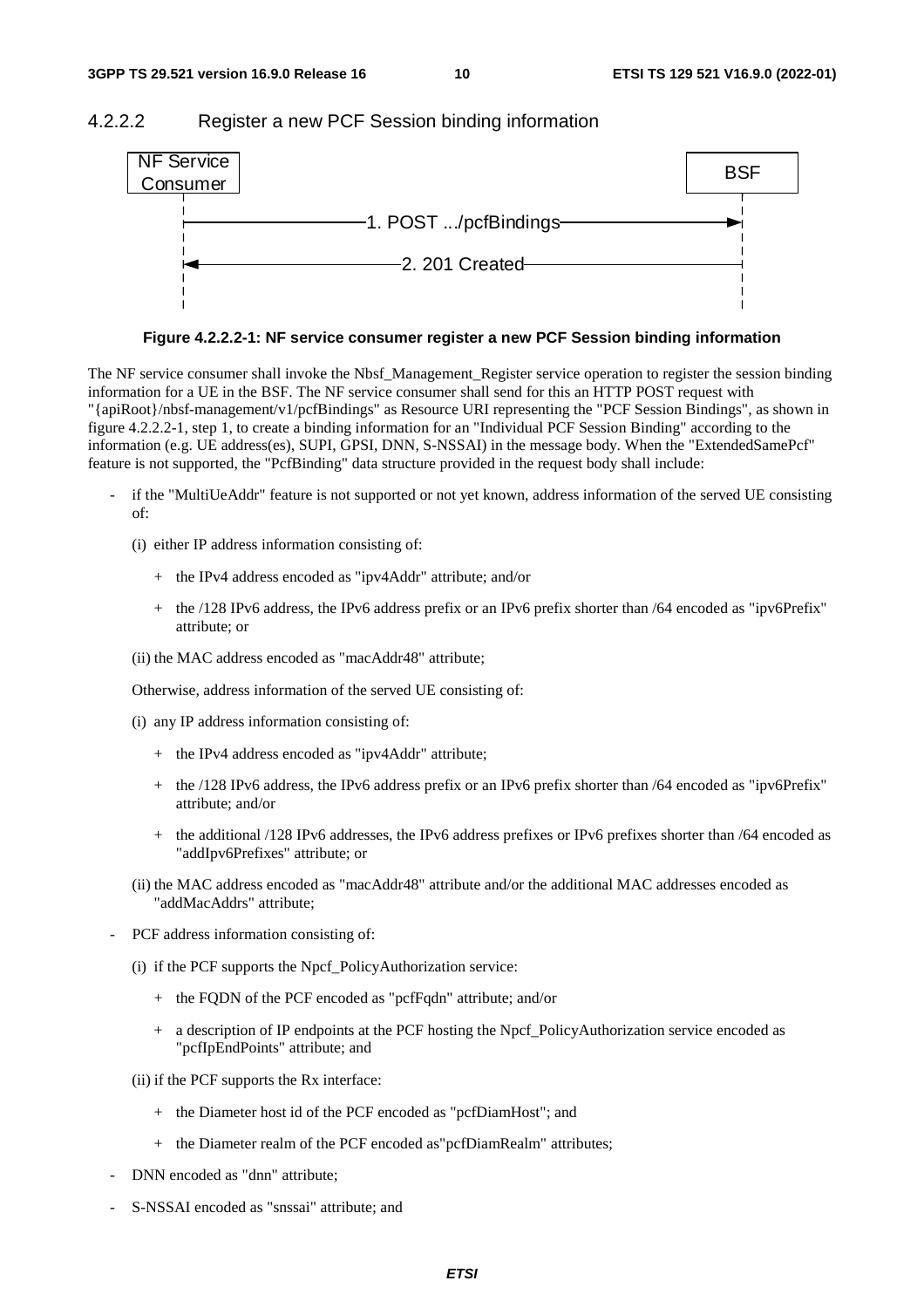#### 4.2.2.2 Register a new PCF Session binding information

NF Service Consumer → BSF: 1. POST .../pcfBindings

BSF → NF Service Consumer: 2. 201 Created

**Figure 4.2.2.2-1: NF service consumer register a new PCF Session binding information**

The NF service consumer shall invoke the Nbsf_Management_Register service operation to register the session binding information for a UE in the BSF. The NF service consumer shall send for this an HTTP POST request with "{apiRoot}/nbsf-management/v1/pcfBindings" as Resource URI representing the "PCF Session Bindings", as shown in figure 4.2.2.2-1, step 1, to create a binding information for an "Individual PCF Session Binding" according to the information (e.g. UE address(es), SUPI, GPSI, DNN, S-NSSAI) in the message body. When the "ExtendedSamePcf" feature is not supported, the "PcfBinding" data structure provided in the request body shall include:

- if the "MultiUeAddr" feature is not supported or not yet known, address information of the served UE consisting of:
  - (i) either IP address information consisting of:
    - + the IPv4 address encoded as "ipv4Addr" attribute; and/or
    - + the /128 IPv6 address, the IPv6 address prefix or an IPv6 prefix shorter than /64 encoded as "ipv6Prefix" attribute; or
  - (ii) the MAC address encoded as "macAddr48" attribute;

  Otherwise, address information of the served UE consisting of:
  - (i) any IP address information consisting of:
    - + the IPv4 address encoded as "ipv4Addr" attribute;
    - + the /128 IPv6 address, the IPv6 address prefix or an IPv6 prefix shorter than /64 encoded as "ipv6Prefix" attribute; and/or
    - + the additional /128 IPv6 addresses, the IPv6 address prefixes or IPv6 prefixes shorter than /64 encoded as "addIpv6Prefixes" attribute; or
  - (ii) the MAC address encoded as "macAddr48" attribute and/or the additional MAC addresses encoded as "addMacAddrs" attribute;
- PCF address information consisting of:
  - (i) if the PCF supports the Npcf_PolicyAuthorization service:
    - + the FQDN of the PCF encoded as "pcfFqdn" attribute; and/or
    - + a description of IP endpoints at the PCF hosting the Npcf_PolicyAuthorization service encoded as "pcfIpEndPoints" attribute; and
  - (ii) if the PCF supports the Rx interface:
    - + the Diameter host id of the PCF encoded as "pcfDiamHost"; and
    - + the Diameter realm of the PCF encoded as"pcfDiamRealm" attributes;
- DNN encoded as "dnn" attribute;
- S-NSSAI encoded as "snssai" attribute; and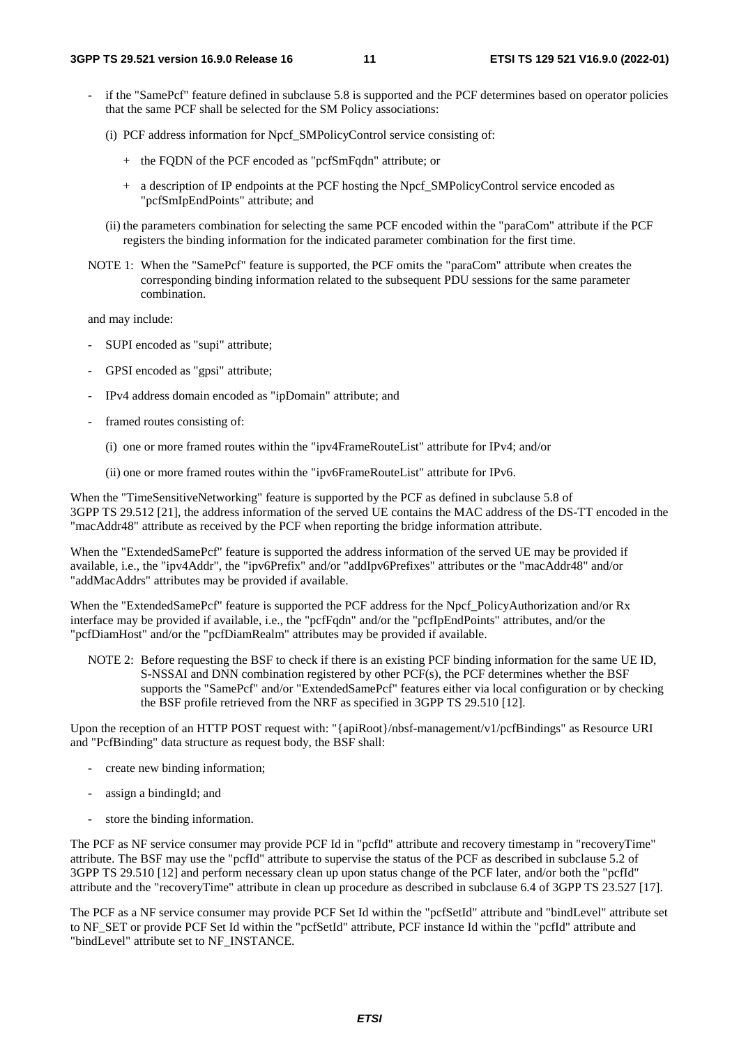- if the "SamePcf" feature defined in subclause 5.8 is supported and the PCF determines based on operator policies that the same PCF shall be selected for the SM Policy associations:

  (i) PCF address information for Npcf_SMPolicyControl service consisting of:

    + the FQDN of the PCF encoded as "pcfSmFqdn" attribute; or

    + a description of IP endpoints at the PCF hosting the Npcf_SMPolicyControl service encoded as "pcfSmIpEndPoints" attribute; and

  (ii) the parameters combination for selecting the same PCF encoded within the "paraCom" attribute if the PCF registers the binding information for the indicated parameter combination for the first time.

NOTE 1: When the "SamePcf" feature is supported, the PCF omits the "paraCom" attribute when creates the corresponding binding information related to the subsequent PDU sessions for the same parameter combination.

and may include:

- SUPI encoded as "supi" attribute;
- GPSI encoded as "gpsi" attribute;
- IPv4 address domain encoded as "ipDomain" attribute; and
- framed routes consisting of:

  (i) one or more framed routes within the "ipv4FrameRouteList" attribute for IPv4; and/or

  (ii) one or more framed routes within the "ipv6FrameRouteList" attribute for IPv6.

When the "TimeSensitiveNetworking" feature is supported by the PCF as defined in subclause 5.8 of 3GPP TS 29.512 [21], the address information of the served UE contains the MAC address of the DS-TT encoded in the "macAddr48" attribute as received by the PCF when reporting the bridge information attribute.

When the "ExtendedSamePcf" feature is supported the address information of the served UE may be provided if available, i.e., the "ipv4Addr", the "ipv6Prefix" and/or "addIpv6Prefixes" attributes or the "macAddr48" and/or "addMacAddrs" attributes may be provided if available.

When the "ExtendedSamePcf" feature is supported the PCF address for the Npcf_PolicyAuthorization and/or Rx interface may be provided if available, i.e., the "pcfFqdn" and/or the "pcfIpEndPoints" attributes, and/or the "pcfDiamHost" and/or the "pcfDiamRealm" attributes may be provided if available.

NOTE 2: Before requesting the BSF to check if there is an existing PCF binding information for the same UE ID, S-NSSAI and DNN combination registered by other PCF(s), the PCF determines whether the BSF supports the "SamePcf" and/or "ExtendedSamePcf" features either via local configuration or by checking the BSF profile retrieved from the NRF as specified in 3GPP TS 29.510 [12].

Upon the reception of an HTTP POST request with: "{apiRoot}/nbsf-management/v1/pcfBindings" as Resource URI and "PcfBinding" data structure as request body, the BSF shall:

- create new binding information;
- assign a bindingId; and
- store the binding information.

The PCF as NF service consumer may provide PCF Id in "pcfId" attribute and recovery timestamp in "recoveryTime" attribute. The BSF may use the "pcfId" attribute to supervise the status of the PCF as described in subclause 5.2 of 3GPP TS 29.510 [12] and perform necessary clean up upon status change of the PCF later, and/or both the "pcfId" attribute and the "recoveryTime" attribute in clean up procedure as described in subclause 6.4 of 3GPP TS 23.527 [17].

The PCF as a NF service consumer may provide PCF Set Id within the "pcfSetId" attribute and "bindLevel" attribute set to NF_SET or provide PCF Set Id within the "pcfSetId" attribute, PCF instance Id within the "pcfId" attribute and "bindLevel" attribute set to NF_INSTANCE.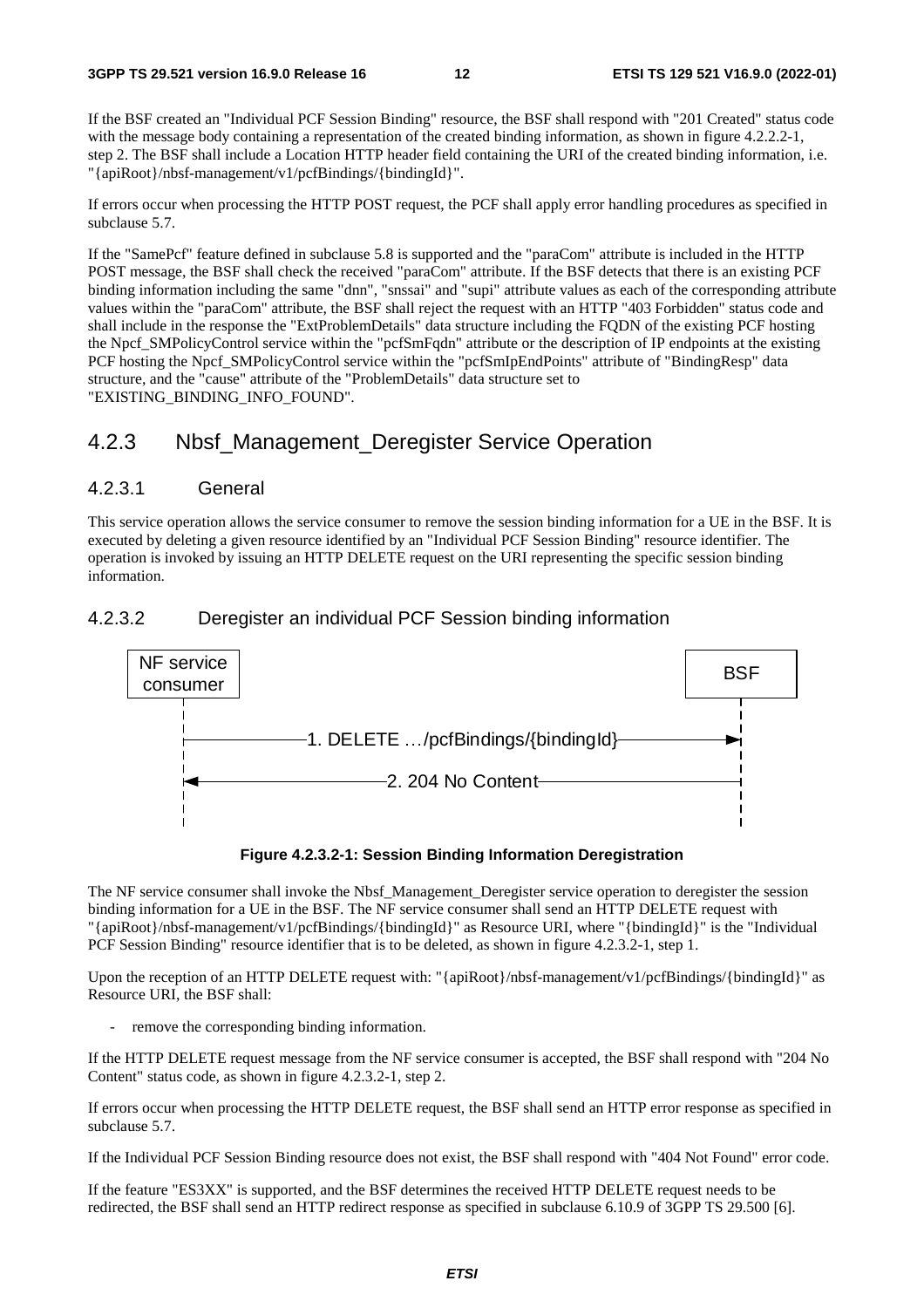If the BSF created an "Individual PCF Session Binding" resource, the BSF shall respond with "201 Created" status code with the message body containing a representation of the created binding information, as shown in figure 4.2.2.2-1, step 2. The BSF shall include a Location HTTP header field containing the URI of the created binding information, i.e. "{apiRoot}/nbsf-management/v1/pcfBindings/{bindingId}".

If errors occur when processing the HTTP POST request, the PCF shall apply error handling procedures as specified in subclause 5.7.

If the "SamePcf" feature defined in subclause 5.8 is supported and the "paraCom" attribute is included in the HTTP POST message, the BSF shall check the received "paraCom" attribute. If the BSF detects that there is an existing PCF binding information including the same "dnn", "snssai" and "supi" attribute values as each of the corresponding attribute values within the "paraCom" attribute, the BSF shall reject the request with an HTTP "403 Forbidden" status code and shall include in the response the "ExtProblemDetails" data structure including the FQDN of the existing PCF hosting the Npcf_SMPolicyControl service within the "pcfSmFqdn" attribute or the description of IP endpoints at the existing PCF hosting the Npcf_SMPolicyControl service within the "pcfSmIpEndPoints" attribute of "BindingResp" data structure, and the "cause" attribute of the "ProblemDetails" data structure set to "EXISTING_BINDING_INFO_FOUND".

## 4.2.3 Nbsf_Management_Deregister Service Operation

### 4.2.3.1 General

This service operation allows the service consumer to remove the session binding information for a UE in the BSF. It is executed by deleting a given resource identified by an "Individual PCF Session Binding" resource identifier. The operation is invoked by issuing an HTTP DELETE request on the URI representing the specific session binding information.

### 4.2.3.2 Deregister an individual PCF Session binding information

NF service consumer → BSF: 1. DELETE …/pcfBindings/{bindingId}

BSF → NF service consumer: 2. 204 No Content

**Figure 4.2.3.2-1: Session Binding Information Deregistration**

The NF service consumer shall invoke the Nbsf_Management_Deregister service operation to deregister the session binding information for a UE in the BSF. The NF service consumer shall send an HTTP DELETE request with "{apiRoot}/nbsf-management/v1/pcfBindings/{bindingId}" as Resource URI, where "{bindingId}" is the "Individual PCF Session Binding" resource identifier that is to be deleted, as shown in figure 4.2.3.2-1, step 1.

Upon the reception of an HTTP DELETE request with: "{apiRoot}/nbsf-management/v1/pcfBindings/{bindingId}" as Resource URI, the BSF shall:

- remove the corresponding binding information.

If the HTTP DELETE request message from the NF service consumer is accepted, the BSF shall respond with "204 No Content" status code, as shown in figure 4.2.3.2-1, step 2.

If errors occur when processing the HTTP DELETE request, the BSF shall send an HTTP error response as specified in subclause 5.7.

If the Individual PCF Session Binding resource does not exist, the BSF shall respond with "404 Not Found" error code.

If the feature "ES3XX" is supported, and the BSF determines the received HTTP DELETE request needs to be redirected, the BSF shall send an HTTP redirect response as specified in subclause 6.10.9 of 3GPP TS 29.500 [6].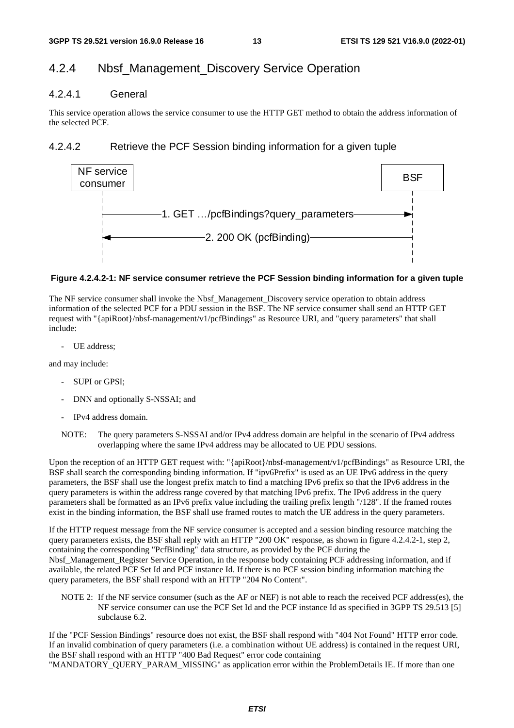## 4.2.4 Nbsf_Management_Discovery Service Operation

### 4.2.4.1 General

This service operation allows the service consumer to use the HTTP GET method to obtain the address information of the selected PCF.

### 4.2.4.2 Retrieve the PCF Session binding information for a given tuple

**Figure 4.2.4.2-1: NF service consumer retrieve the PCF Session binding information for a given tuple**

The NF service consumer shall invoke the Nbsf_Management_Discovery service operation to obtain address information of the selected PCF for a PDU session in the BSF. The NF service consumer shall send an HTTP GET request with "{apiRoot}/nbsf-management/v1/pcfBindings" as Resource URI, and "query parameters" that shall include:

- UE address;

and may include:

- SUPI or GPSI;
- DNN and optionally S-NSSAI; and
- IPv4 address domain.

NOTE: The query parameters S-NSSAI and/or IPv4 address domain are helpful in the scenario of IPv4 address overlapping where the same IPv4 address may be allocated to UE PDU sessions.

Upon the reception of an HTTP GET request with: "{apiRoot}/nbsf-management/v1/pcfBindings" as Resource URI, the BSF shall search the corresponding binding information. If "ipv6Prefix" is used as an UE IPv6 address in the query parameters, the BSF shall use the longest prefix match to find a matching IPv6 prefix so that the IPv6 address in the query parameters is within the address range covered by that matching IPv6 prefix. The IPv6 address in the query parameters shall be formatted as an IPv6 prefix value including the trailing prefix length "/128". If the framed routes exist in the binding information, the BSF shall use framed routes to match the UE address in the query parameters.

If the HTTP request message from the NF service consumer is accepted and a session binding resource matching the query parameters exists, the BSF shall reply with an HTTP "200 OK" response, as shown in figure 4.2.4.2-1, step 2, containing the corresponding "PcfBinding" data structure, as provided by the PCF during the Nbsf_Management_Register Service Operation, in the response body containing PCF addressing information, and if available, the related PCF Set Id and PCF instance Id. If there is no PCF session binding information matching the query parameters, the BSF shall respond with an HTTP "204 No Content".

NOTE 2: If the NF service consumer (such as the AF or NEF) is not able to reach the received PCF address(es), the NF service consumer can use the PCF Set Id and the PCF instance Id as specified in 3GPP TS 29.513 [5] subclause 6.2.

If the "PCF Session Bindings" resource does not exist, the BSF shall respond with "404 Not Found" HTTP error code. If an invalid combination of query parameters (i.e. a combination without UE address) is contained in the request URI, the BSF shall respond with an HTTP "400 Bad Request" error code containing "MANDATORY_QUERY_PARAM_MISSING" as application error within the ProblemDetails IE. If more than one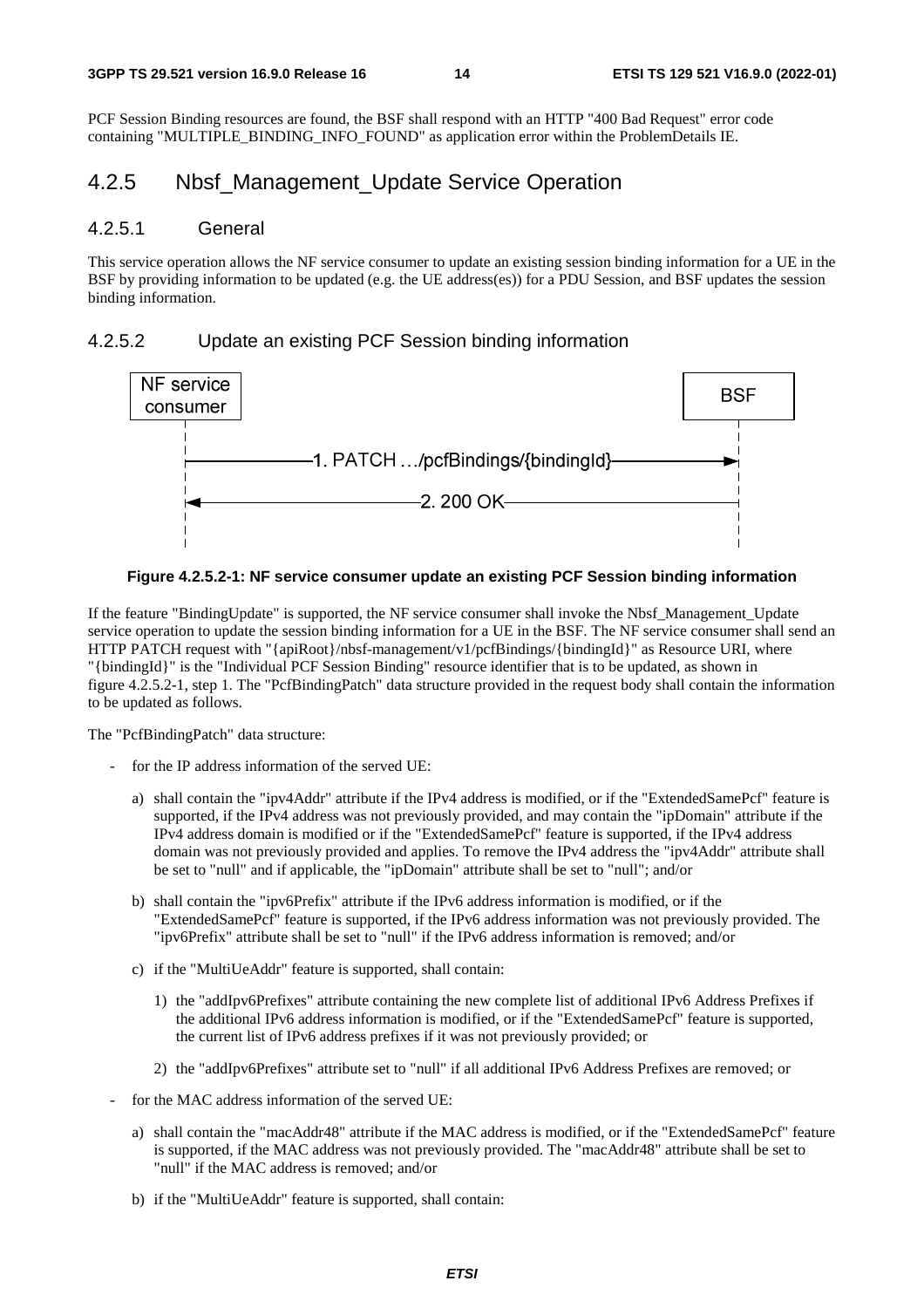PCF Session Binding resources are found, the BSF shall respond with an HTTP "400 Bad Request" error code containing "MULTIPLE_BINDING_INFO_FOUND" as application error within the ProblemDetails IE.

## 4.2.5 Nbsf_Management_Update Service Operation

### 4.2.5.1 General

This service operation allows the NF service consumer to update an existing session binding information for a UE in the BSF by providing information to be updated (e.g. the UE address(es)) for a PDU Session, and BSF updates the session binding information.

### 4.2.5.2 Update an existing PCF Session binding information

**Figure 4.2.5.2-1: NF service consumer update an existing PCF Session binding information**

If the feature "BindingUpdate" is supported, the NF service consumer shall invoke the Nbsf_Management_Update service operation to update the session binding information for a UE in the BSF. The NF service consumer shall send an HTTP PATCH request with "{apiRoot}/nbsf-management/v1/pcfBindings/{bindingId}" as Resource URI, where "{bindingId}" is the "Individual PCF Session Binding" resource identifier that is to be updated, as shown in figure 4.2.5.2-1, step 1. The "PcfBindingPatch" data structure provided in the request body shall contain the information to be updated as follows.

The "PcfBindingPatch" data structure:

- for the IP address information of the served UE:
  - a) shall contain the "ipv4Addr" attribute if the IPv4 address is modified, or if the "ExtendedSamePcf" feature is supported, if the IPv4 address was not previously provided, and may contain the "ipDomain" attribute if the IPv4 address domain is modified or if the "ExtendedSamePcf" feature is supported, if the IPv4 address domain was not previously provided and applies. To remove the IPv4 address the "ipv4Addr" attribute shall be set to "null" and if applicable, the "ipDomain" attribute shall be set to "null"; and/or
  - b) shall contain the "ipv6Prefix" attribute if the IPv6 address information is modified, or if the "ExtendedSamePcf" feature is supported, if the IPv6 address information was not previously provided. The "ipv6Prefix" attribute shall be set to "null" if the IPv6 address information is removed; and/or
  - c) if the "MultiUeAddr" feature is supported, shall contain:
    - 1) the "addIpv6Prefixes" attribute containing the new complete list of additional IPv6 Address Prefixes if the additional IPv6 address information is modified, or if the "ExtendedSamePcf" feature is supported, the current list of IPv6 address prefixes if it was not previously provided; or
    - 2) the "addIpv6Prefixes" attribute set to "null" if all additional IPv6 Address Prefixes are removed; or
- for the MAC address information of the served UE:
  - a) shall contain the "macAddr48" attribute if the MAC address is modified, or if the "ExtendedSamePcf" feature is supported, if the MAC address was not previously provided. The "macAddr48" attribute shall be set to "null" if the MAC address is removed; and/or
  - b) if the "MultiUeAddr" feature is supported, shall contain: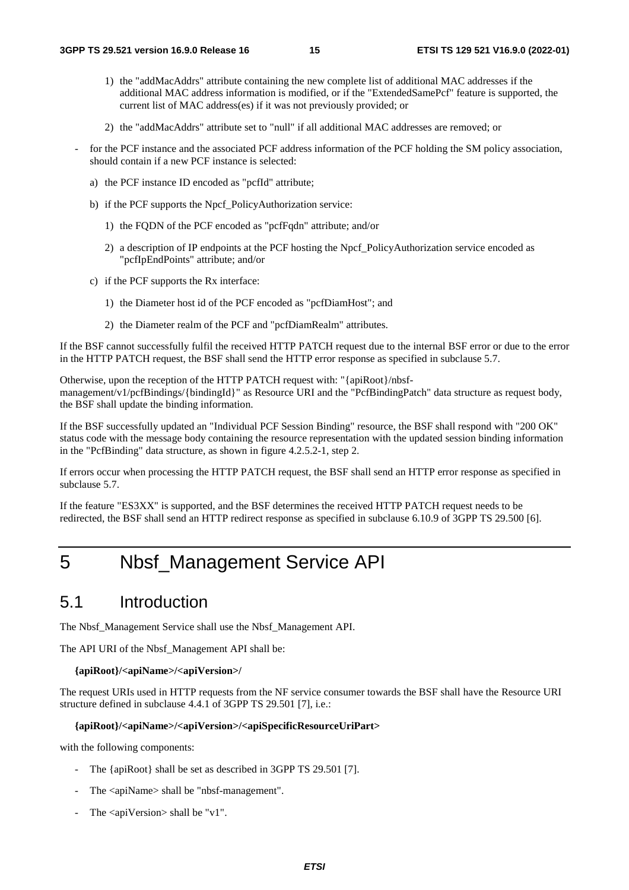1) the "addMacAddrs" attribute containing the new complete list of additional MAC addresses if the additional MAC address information is modified, or if the "ExtendedSamePcf" feature is supported, the current list of MAC address(es) if it was not previously provided; or

2) the "addMacAddrs" attribute set to "null" if all additional MAC addresses are removed; or

- for the PCF instance and the associated PCF address information of the PCF holding the SM policy association, should contain if a new PCF instance is selected:

  a) the PCF instance ID encoded as "pcfId" attribute;

  b) if the PCF supports the Npcf_PolicyAuthorization service:

     1) the FQDN of the PCF encoded as "pcfFqdn" attribute; and/or

     2) a description of IP endpoints at the PCF hosting the Npcf_PolicyAuthorization service encoded as "pcfIpEndPoints" attribute; and/or

  c) if the PCF supports the Rx interface:

     1) the Diameter host id of the PCF encoded as "pcfDiamHost"; and

     2) the Diameter realm of the PCF and "pcfDiamRealm" attributes.

If the BSF cannot successfully fulfil the received HTTP PATCH request due to the internal BSF error or due to the error in the HTTP PATCH request, the BSF shall send the HTTP error response as specified in subclause 5.7.

Otherwise, upon the reception of the HTTP PATCH request with: "{apiRoot}/nbsf-management/v1/pcfBindings/{bindingId}" as Resource URI and the "PcfBindingPatch" data structure as request body, the BSF shall update the binding information.

If the BSF successfully updated an "Individual PCF Session Binding" resource, the BSF shall respond with "200 OK" status code with the message body containing the resource representation with the updated session binding information in the "PcfBinding" data structure, as shown in figure 4.2.5.2-1, step 2.

If errors occur when processing the HTTP PATCH request, the BSF shall send an HTTP error response as specified in subclause 5.7.

If the feature "ES3XX" is supported, and the BSF determines the received HTTP PATCH request needs to be redirected, the BSF shall send an HTTP redirect response as specified in subclause 6.10.9 of 3GPP TS 29.500 [6].

# 5 Nbsf_Management Service API

## 5.1 Introduction

The Nbsf_Management Service shall use the Nbsf_Management API.

The API URI of the Nbsf_Management API shall be:

**{apiRoot}/<apiName>/<apiVersion>/**

The request URIs used in HTTP requests from the NF service consumer towards the BSF shall have the Resource URI structure defined in subclause 4.4.1 of 3GPP TS 29.501 [7], i.e.:

**{apiRoot}/<apiName>/<apiVersion>/<apiSpecificResourceUriPart>**

with the following components:

- The {apiRoot} shall be set as described in 3GPP TS 29.501 [7].
- The <apiName> shall be "nbsf-management".
- The <apiVersion> shall be "v1".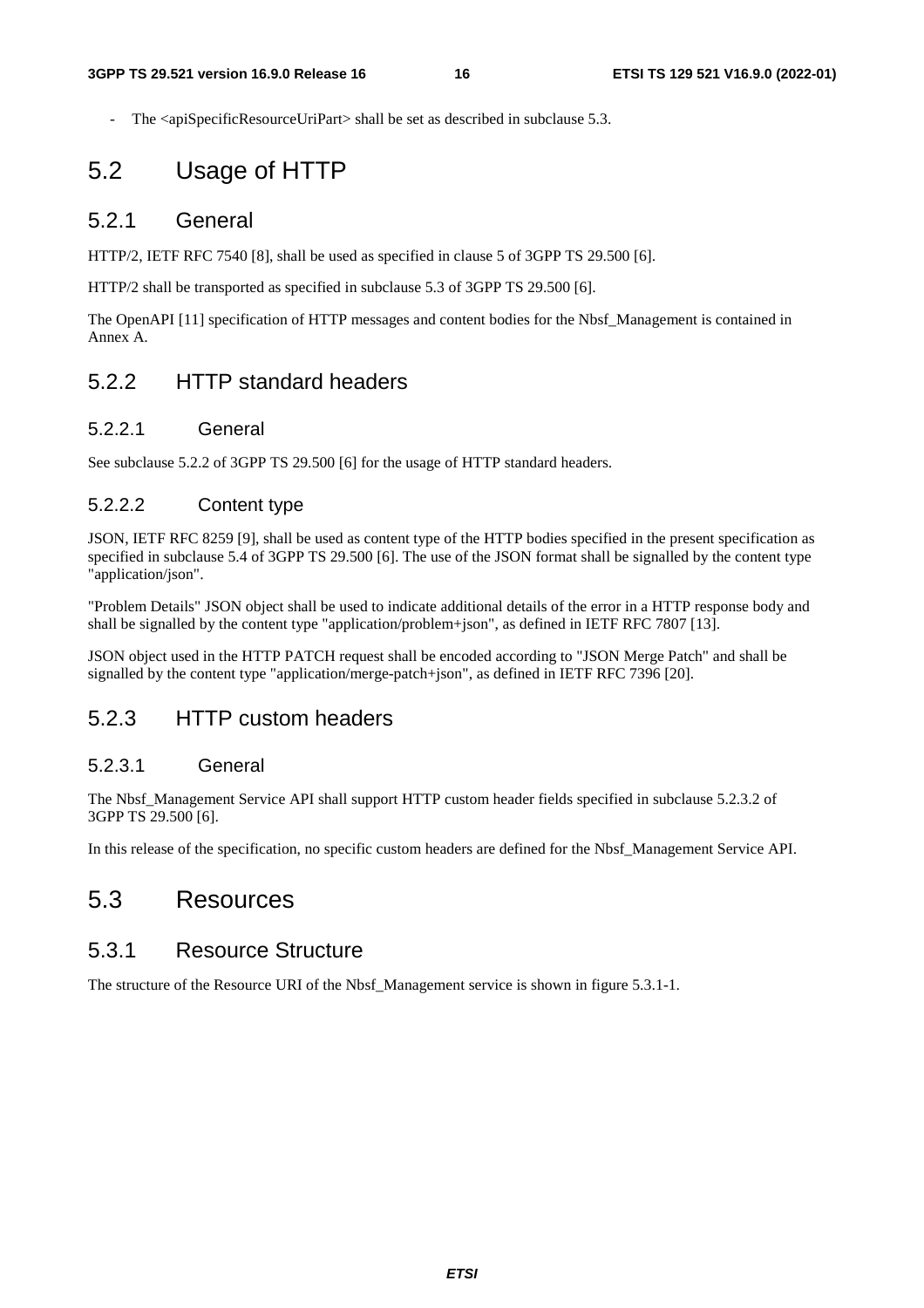- The <apiSpecificResourceUriPart> shall be set as described in subclause 5.3.

# 5.2 Usage of HTTP

## 5.2.1 General

HTTP/2, IETF RFC 7540 [8], shall be used as specified in clause 5 of 3GPP TS 29.500 [6].

HTTP/2 shall be transported as specified in subclause 5.3 of 3GPP TS 29.500 [6].

The OpenAPI [11] specification of HTTP messages and content bodies for the Nbsf_Management is contained in Annex A.

## 5.2.2 HTTP standard headers

### 5.2.2.1 General

See subclause 5.2.2 of 3GPP TS 29.500 [6] for the usage of HTTP standard headers.

### 5.2.2.2 Content type

JSON, IETF RFC 8259 [9], shall be used as content type of the HTTP bodies specified in the present specification as specified in subclause 5.4 of 3GPP TS 29.500 [6]. The use of the JSON format shall be signalled by the content type "application/json".

"Problem Details" JSON object shall be used to indicate additional details of the error in a HTTP response body and shall be signalled by the content type "application/problem+json", as defined in IETF RFC 7807 [13].

JSON object used in the HTTP PATCH request shall be encoded according to "JSON Merge Patch" and shall be signalled by the content type "application/merge-patch+json", as defined in IETF RFC 7396 [20].

## 5.2.3 HTTP custom headers

### 5.2.3.1 General

The Nbsf_Management Service API shall support HTTP custom header fields specified in subclause 5.2.3.2 of 3GPP TS 29.500 [6].

In this release of the specification, no specific custom headers are defined for the Nbsf_Management Service API.

# 5.3 Resources

## 5.3.1 Resource Structure

The structure of the Resource URI of the Nbsf_Management service is shown in figure 5.3.1-1.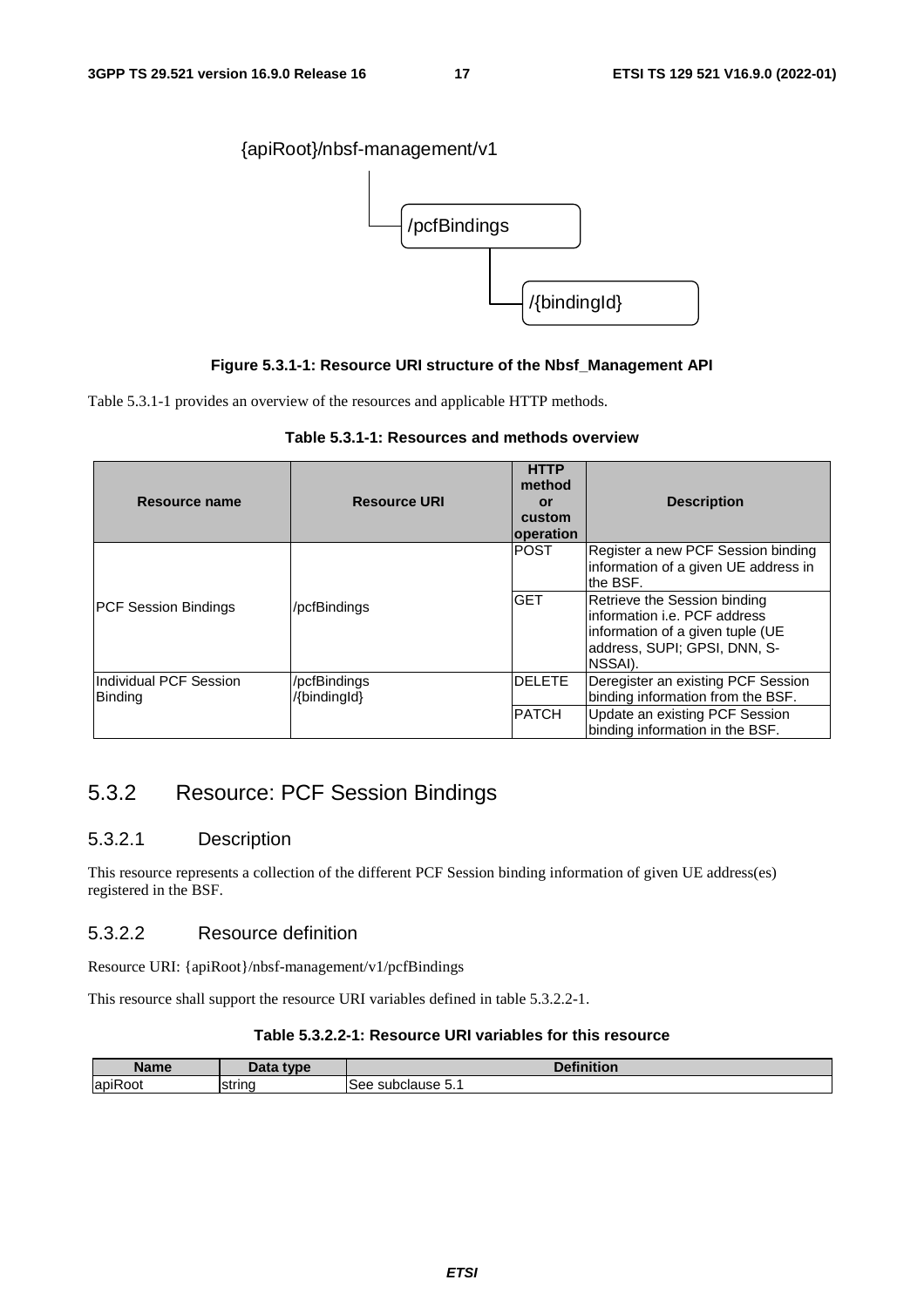{apiRoot}/nbsf-management/v1

/pcfBindings

/{bindingId}

**Figure 5.3.1-1: Resource URI structure of the Nbsf_Management API**

Table 5.3.1-1 provides an overview of the resources and applicable HTTP methods.

**Table 5.3.1-1: Resources and methods overview**

| Resource name | Resource URI | HTTP method or custom operation | Description |
| --- | --- | --- | --- |
| PCF Session Bindings | /pcfBindings | POST | Register a new PCF Session binding information of a given UE address in the BSF. |
| | | GET | Retrieve the Session binding information i.e. PCF address information of a given tuple (UE address, SUPI; GPSI, DNN, S-NSSAI). |
| Individual PCF Session Binding | /pcfBindings /{bindingId} | DELETE | Deregister an existing PCF Session binding information from the BSF. |
| | | PATCH | Update an existing PCF Session binding information in the BSF. |

## 5.3.2 Resource: PCF Session Bindings

### 5.3.2.1 Description

This resource represents a collection of the different PCF Session binding information of given UE address(es) registered in the BSF.

### 5.3.2.2 Resource definition

Resource URI: {apiRoot}/nbsf-management/v1/pcfBindings

This resource shall support the resource URI variables defined in table 5.3.2.2-1.

**Table 5.3.2.2-1: Resource URI variables for this resource**

| Name | Data type | Definition |
| --- | --- | --- |
| apiRoot | string | See subclause 5.1 |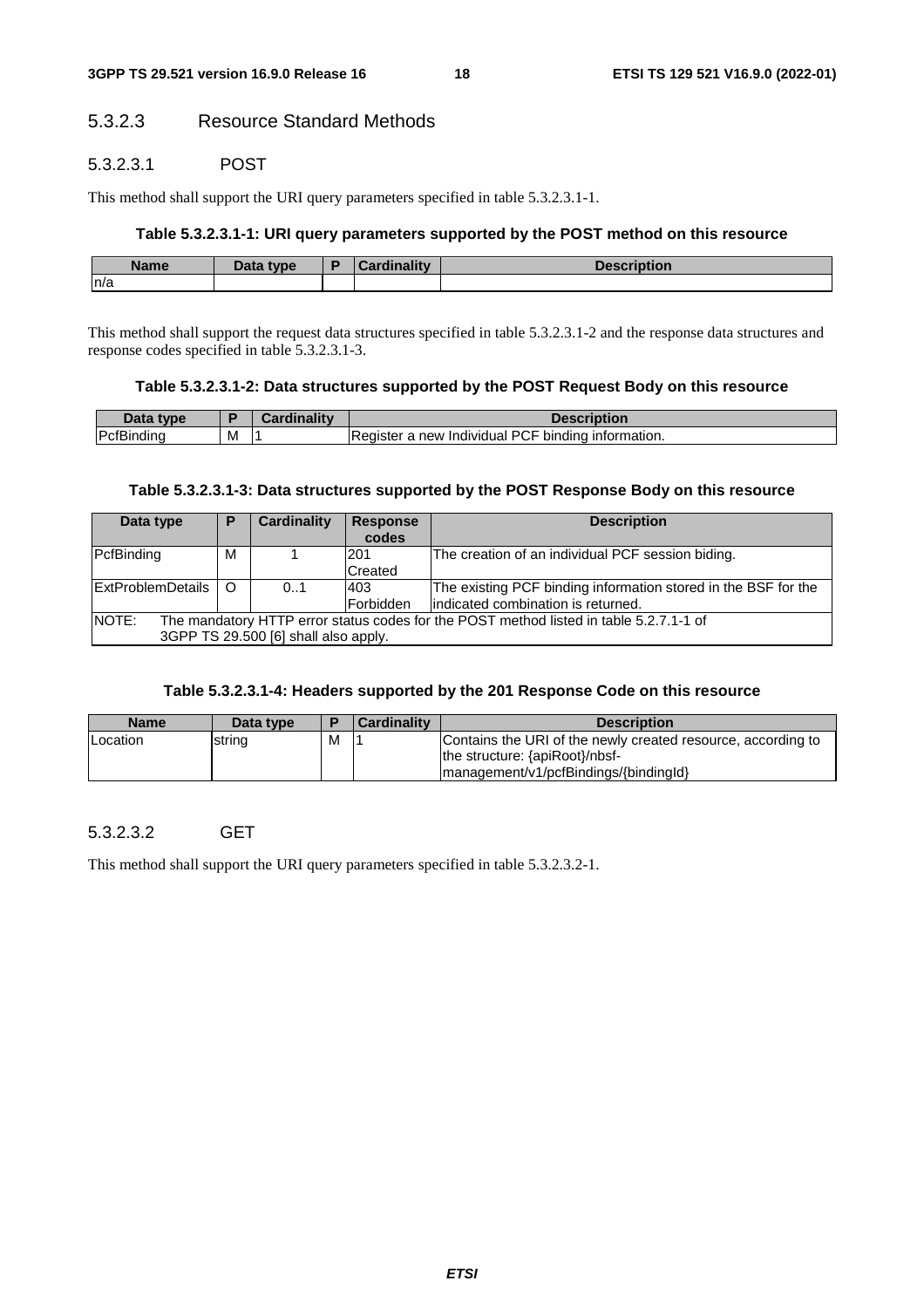#### 5.3.2.3 Resource Standard Methods

##### 5.3.2.3.1 POST

This method shall support the URI query parameters specified in table 5.3.2.3.1-1.

**Table 5.3.2.3.1-1: URI query parameters supported by the POST method on this resource**

| Name | Data type | P | Cardinality | Description |
|---|---|---|---|---|
| n/a | | | | |

This method shall support the request data structures specified in table 5.3.2.3.1-2 and the response data structures and response codes specified in table 5.3.2.3.1-3.

**Table 5.3.2.3.1-2: Data structures supported by the POST Request Body on this resource**

| Data type | P | Cardinality | Description |
|---|---|---|---|
| PcfBinding | M | 1 | Register a new Individual PCF binding information. |

**Table 5.3.2.3.1-3: Data structures supported by the POST Response Body on this resource**

| Data type | P | Cardinality | Response codes | Description |
|---|---|---|---|---|
| PcfBinding | M | 1 | 201 Created | The creation of an individual PCF session biding. |
| ExtProblemDetails | O | 0..1 | 403 Forbidden | The existing PCF binding information stored in the BSF for the indicated combination is returned. |
| NOTE: The mandatory HTTP error status codes for the POST method listed in table 5.2.7.1-1 of 3GPP TS 29.500 [6] shall also apply. | | | | |

**Table 5.3.2.3.1-4: Headers supported by the 201 Response Code on this resource**

| Name | Data type | P | Cardinality | Description |
|---|---|---|---|---|
| Location | string | M | 1 | Contains the URI of the newly created resource, according to the structure: {apiRoot}/nbsf-management/v1/pcfBindings/{bindingId} |

##### 5.3.2.3.2 GET

This method shall support the URI query parameters specified in table 5.3.2.3.2-1.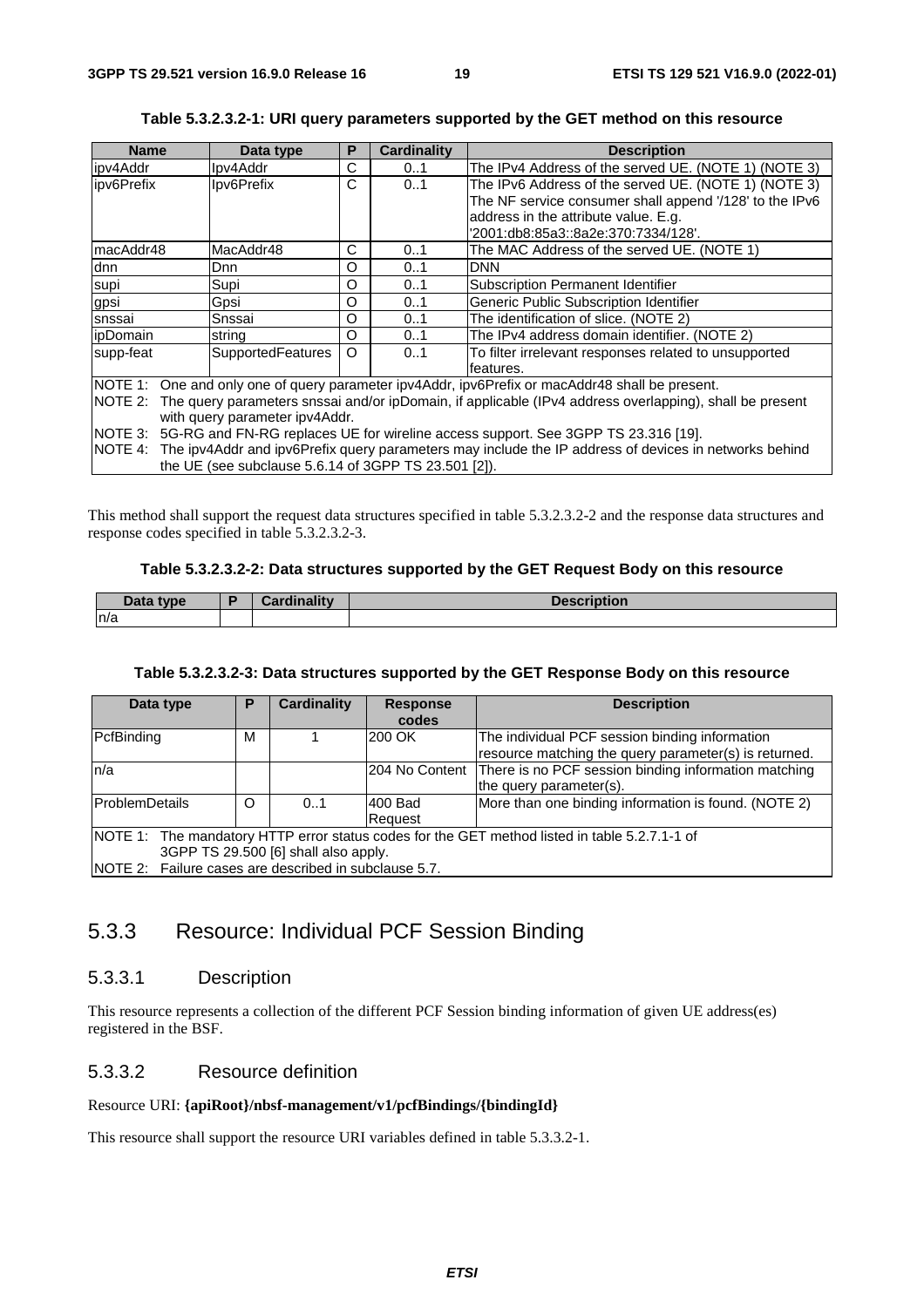**Table 5.3.2.3.2-1: URI query parameters supported by the GET method on this resource**

| Name | Data type | P | Cardinality | Description |
| --- | --- | --- | --- | --- |
| ipv4Addr | Ipv4Addr | C | 0..1 | The IPv4 Address of the served UE. (NOTE 1) (NOTE 3) |
| ipv6Prefix | Ipv6Prefix | C | 0..1 | The IPv6 Address of the served UE. (NOTE 1) (NOTE 3) The NF service consumer shall append '/128' to the IPv6 address in the attribute value. E.g. '2001:db8:85a3::8a2e:370:7334/128'. |
| macAddr48 | MacAddr48 | C | 0..1 | The MAC Address of the served UE. (NOTE 1) |
| dnn | Dnn | O | 0..1 | DNN |
| supi | Supi | O | 0..1 | Subscription Permanent Identifier |
| gpsi | Gpsi | O | 0..1 | Generic Public Subscription Identifier |
| snssai | Snssai | O | 0..1 | The identification of slice. (NOTE 2) |
| ipDomain | string | O | 0..1 | The IPv4 address domain identifier. (NOTE 2) |
| supp-feat | SupportedFeatures | O | 0..1 | To filter irrelevant responses related to unsupported features. |
| NOTE 1: One and only one of query parameter ipv4Addr, ipv6Prefix or macAddr48 shall be present.<br>NOTE 2: The query parameters snssai and/or ipDomain, if applicable (IPv4 address overlapping), shall be present with query parameter ipv4Addr.<br>NOTE 3: 5G-RG and FN-RG replaces UE for wireline access support. See 3GPP TS 23.316 [19].<br>NOTE 4: The ipv4Addr and ipv6Prefix query parameters may include the IP address of devices in networks behind the UE (see subclause 5.6.14 of 3GPP TS 23.501 [2]). | | | | |

This method shall support the request data structures specified in table 5.3.2.3.2-2 and the response data structures and response codes specified in table 5.3.2.3.2-3.

**Table 5.3.2.3.2-2: Data structures supported by the GET Request Body on this resource**

| Data type | P | Cardinality | Description |
| --- | --- | --- | --- |
| n/a | | | |

**Table 5.3.2.3.2-3: Data structures supported by the GET Response Body on this resource**

| Data type | P | Cardinality | Response codes | Description |
| --- | --- | --- | --- | --- |
| PcfBinding | M | 1 | 200 OK | The individual PCF session binding information resource matching the query parameter(s) is returned. |
| n/a | | | 204 No Content | There is no PCF session binding information matching the query parameter(s). |
| ProblemDetails | O | 0..1 | 400 Bad Request | More than one binding information is found. (NOTE 2) |
| NOTE 1: The mandatory HTTP error status codes for the GET method listed in table 5.2.7.1-1 of 3GPP TS 29.500 [6] shall also apply.<br>NOTE 2: Failure cases are described in subclause 5.7. | | | | |

## 5.3.3 Resource: Individual PCF Session Binding

### 5.3.3.1 Description

This resource represents a collection of the different PCF Session binding information of given UE address(es) registered in the BSF.

### 5.3.3.2 Resource definition

Resource URI: **{apiRoot}/nbsf-management/v1/pcfBindings/{bindingId}**

This resource shall support the resource URI variables defined in table 5.3.3.2-1.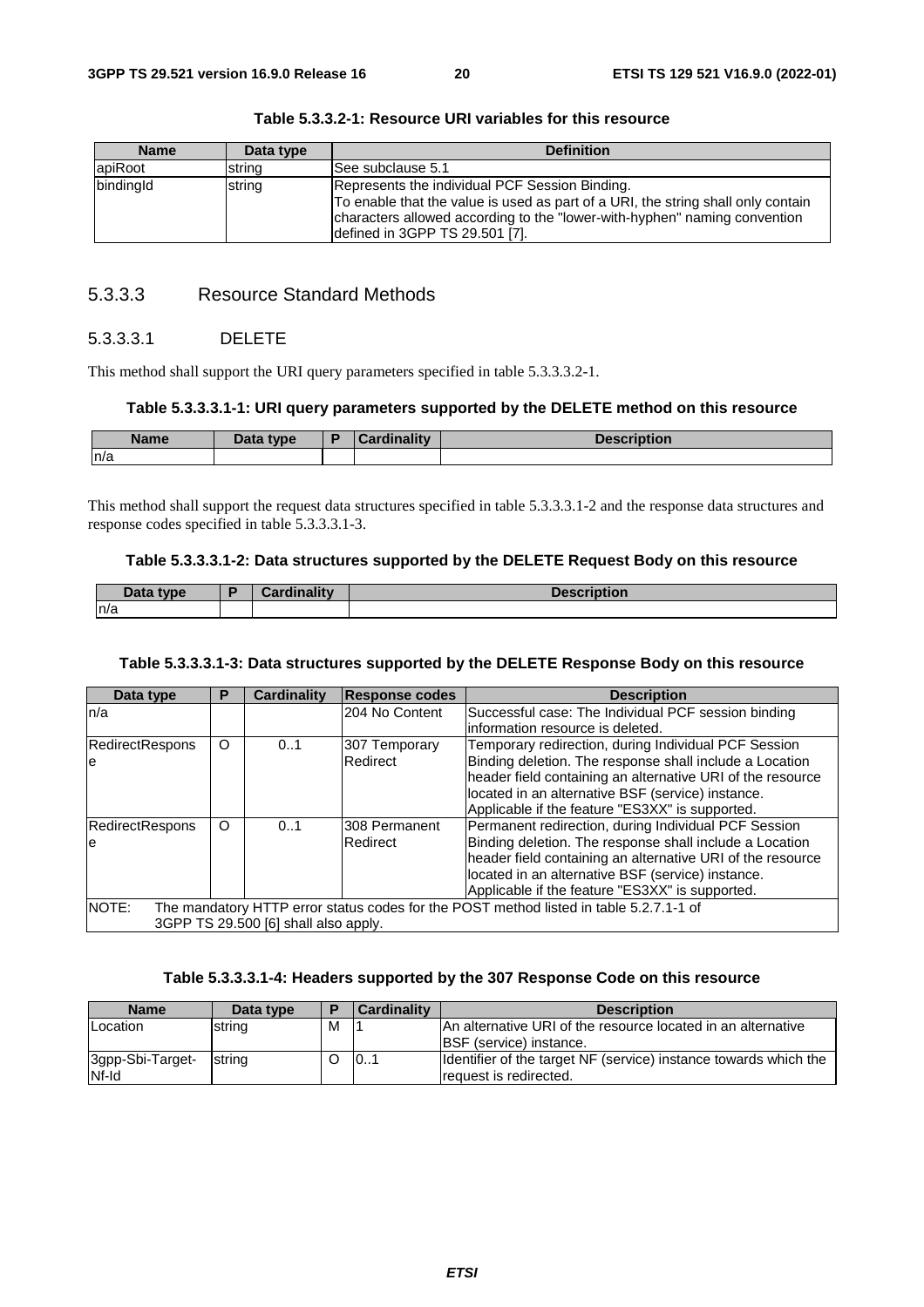**Table 5.3.3.2-1: Resource URI variables for this resource**

| Name | Data type | Definition |
| --- | --- | --- |
| apiRoot | string | See subclause 5.1 |
| bindingId | string | Represents the individual PCF Session Binding.<br>To enable that the value is used as part of a URI, the string shall only contain characters allowed according to the "lower-with-hyphen" naming convention defined in 3GPP TS 29.501 [7]. |

### 5.3.3.3 Resource Standard Methods

#### 5.3.3.3.1 DELETE

This method shall support the URI query parameters specified in table 5.3.3.3.2-1.

**Table 5.3.3.3.1-1: URI query parameters supported by the DELETE method on this resource**

| Name | Data type | P | Cardinality | Description |
| --- | --- | --- | --- | --- |
| n/a | | | | |

This method shall support the request data structures specified in table 5.3.3.3.1-2 and the response data structures and response codes specified in table 5.3.3.3.1-3.

**Table 5.3.3.3.1-2: Data structures supported by the DELETE Request Body on this resource**

| Data type | P | Cardinality | Description |
| --- | --- | --- | --- |
| n/a | | | |

**Table 5.3.3.3.1-3: Data structures supported by the DELETE Response Body on this resource**

| Data type | P | Cardinality | Response codes | Description |
| --- | --- | --- | --- | --- |
| n/a | | | 204 No Content | Successful case: The Individual PCF session binding information resource is deleted. |
| RedirectResponse | O | 0..1 | 307 Temporary Redirect | Temporary redirection, during Individual PCF Session Binding deletion. The response shall include a Location header field containing an alternative URI of the resource located in an alternative BSF (service) instance.<br>Applicable if the feature "ES3XX" is supported. |
| RedirectResponse | O | 0..1 | 308 Permanent Redirect | Permanent redirection, during Individual PCF Session Binding deletion. The response shall include a Location header field containing an alternative URI of the resource located in an alternative BSF (service) instance.<br>Applicable if the feature "ES3XX" is supported. |
| NOTE: The mandatory HTTP error status codes for the POST method listed in table 5.2.7.1-1 of 3GPP TS 29.500 [6] shall also apply. | | | | |

**Table 5.3.3.3.1-4: Headers supported by the 307 Response Code on this resource**

| Name | Data type | P | Cardinality | Description |
| --- | --- | --- | --- | --- |
| Location | string | M | 1 | An alternative URI of the resource located in an alternative BSF (service) instance. |
| 3gpp-Sbi-Target-Nf-Id | string | O | 0..1 | Identifier of the target NF (service) instance towards which the request is redirected. |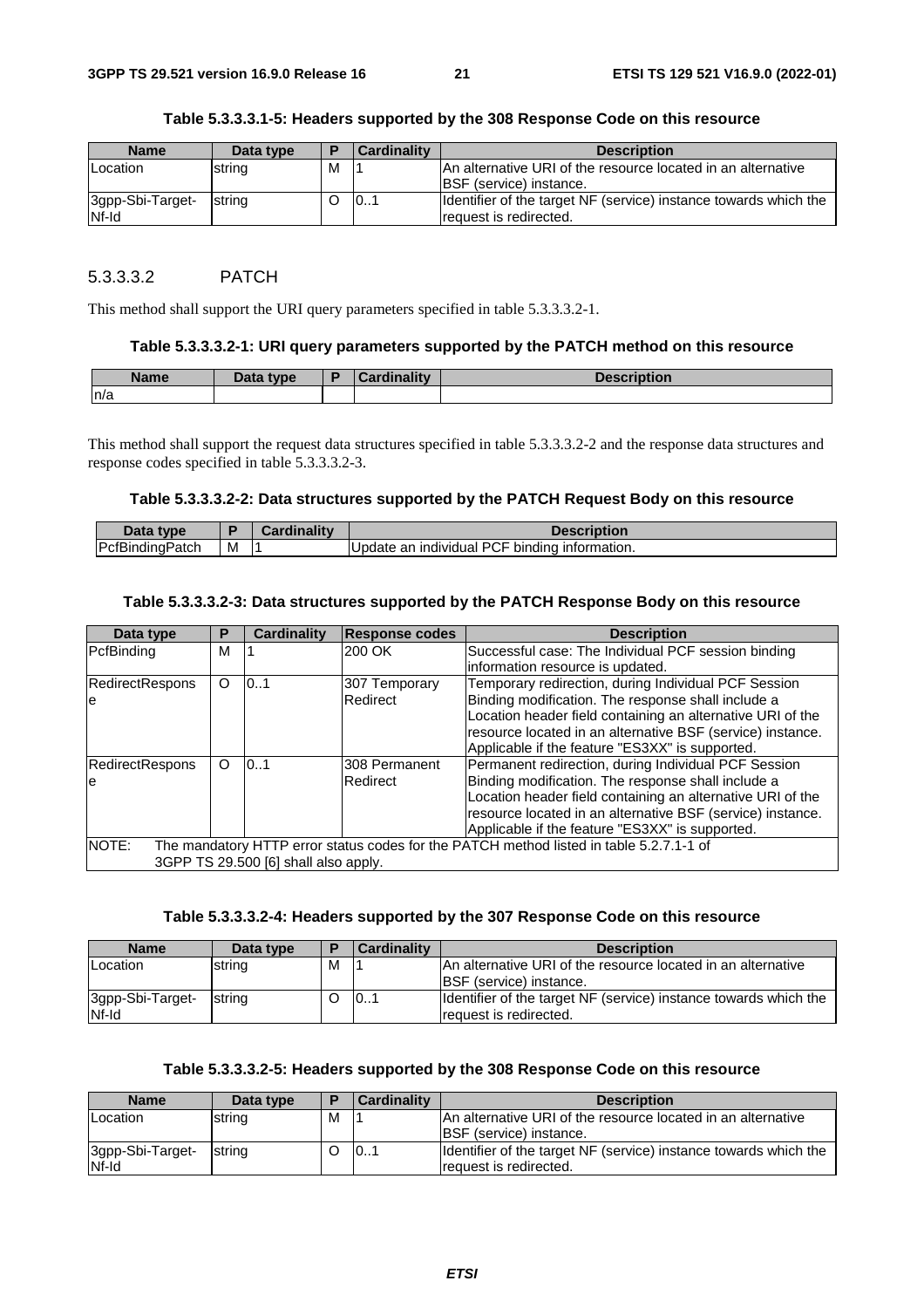**Table 5.3.3.3.1-5: Headers supported by the 308 Response Code on this resource**

| Name | Data type | P | Cardinality | Description |
|---|---|---|---|---|
| Location | string | M | 1 | An alternative URI of the resource located in an alternative BSF (service) instance. |
| 3gpp-Sbi-Target-Nf-Id | string | O | 0..1 | Identifier of the target NF (service) instance towards which the request is redirected. |

#### 5.3.3.3.2 PATCH

This method shall support the URI query parameters specified in table 5.3.3.3.2-1.

**Table 5.3.3.3.2-1: URI query parameters supported by the PATCH method on this resource**

| Name | Data type | P | Cardinality | Description |
|---|---|---|---|---|
| n/a | | | | |

This method shall support the request data structures specified in table 5.3.3.3.2-2 and the response data structures and response codes specified in table 5.3.3.3.2-3.

**Table 5.3.3.3.2-2: Data structures supported by the PATCH Request Body on this resource**

| Data type | P | Cardinality | Description |
|---|---|---|---|
| PcfBindingPatch | M | 1 | Update an individual PCF binding information. |

**Table 5.3.3.3.2-3: Data structures supported by the PATCH Response Body on this resource**

| Data type | P | Cardinality | Response codes | Description |
|---|---|---|---|---|
| PcfBinding | M | 1 | 200 OK | Successful case: The Individual PCF session binding information resource is updated. |
| RedirectResponse | O | 0..1 | 307 Temporary Redirect | Temporary redirection, during Individual PCF Session Binding modification. The response shall include a Location header field containing an alternative URI of the resource located in an alternative BSF (service) instance. Applicable if the feature "ES3XX" is supported. |
| RedirectResponse | O | 0..1 | 308 Permanent Redirect | Permanent redirection, during Individual PCF Session Binding modification. The response shall include a Location header field containing an alternative URI of the resource located in an alternative BSF (service) instance. Applicable if the feature "ES3XX" is supported. |
| NOTE: The mandatory HTTP error status codes for the PATCH method listed in table 5.2.7.1-1 of 3GPP TS 29.500 [6] shall also apply. | | | | |

**Table 5.3.3.3.2-4: Headers supported by the 307 Response Code on this resource**

| Name | Data type | P | Cardinality | Description |
|---|---|---|---|---|
| Location | string | M | 1 | An alternative URI of the resource located in an alternative BSF (service) instance. |
| 3gpp-Sbi-Target-Nf-Id | string | O | 0..1 | Identifier of the target NF (service) instance towards which the request is redirected. |

**Table 5.3.3.3.2-5: Headers supported by the 308 Response Code on this resource**

| Name | Data type | P | Cardinality | Description |
|---|---|---|---|---|
| Location | string | M | 1 | An alternative URI of the resource located in an alternative BSF (service) instance. |
| 3gpp-Sbi-Target-Nf-Id | string | O | 0..1 | Identifier of the target NF (service) instance towards which the request is redirected. |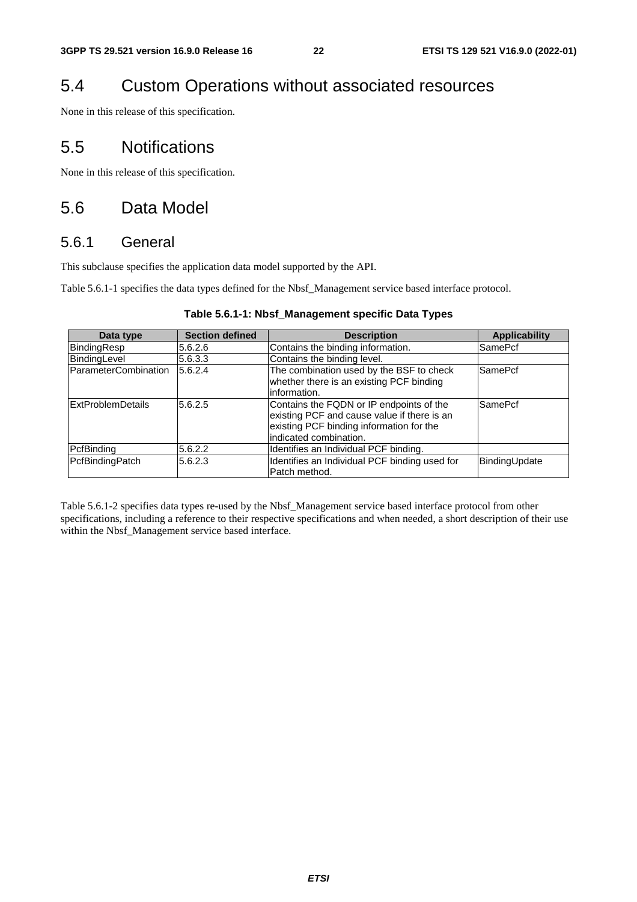# 5.4 Custom Operations without associated resources

None in this release of this specification.

# 5.5 Notifications

None in this release of this specification.

# 5.6 Data Model

## 5.6.1 General

This subclause specifies the application data model supported by the API.

Table 5.6.1-1 specifies the data types defined for the Nbsf_Management service based interface protocol.

**Table 5.6.1-1: Nbsf_Management specific Data Types**

| Data type | Section defined | Description | Applicability |
|---|---|---|---|
| BindingResp | 5.6.2.6 | Contains the binding information. | SamePcf |
| BindingLevel | 5.6.3.3 | Contains the binding level. | |
| ParameterCombination | 5.6.2.4 | The combination used by the BSF to check whether there is an existing PCF binding information. | SamePcf |
| ExtProblemDetails | 5.6.2.5 | Contains the FQDN or IP endpoints of the existing PCF and cause value if there is an existing PCF binding information for the indicated combination. | SamePcf |
| PcfBinding | 5.6.2.2 | Identifies an Individual PCF binding. | |
| PcfBindingPatch | 5.6.2.3 | Identifies an Individual PCF binding used for Patch method. | BindingUpdate |

Table 5.6.1-2 specifies data types re-used by the Nbsf_Management service based interface protocol from other specifications, including a reference to their respective specifications and when needed, a short description of their use within the Nbsf_Management service based interface.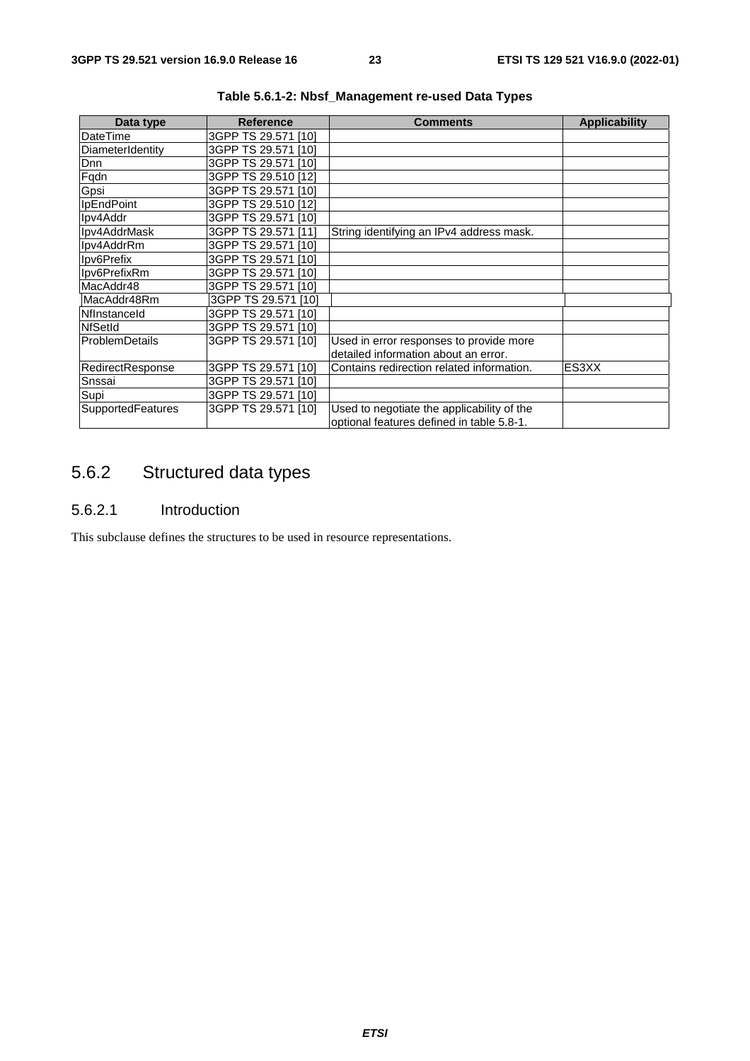**Table 5.6.1-2: Nbsf_Management re-used Data Types**

| Data type | Reference | Comments | Applicability |
| --- | --- | --- | --- |
| DateTime | 3GPP TS 29.571 [10] | | |
| DiameterIdentity | 3GPP TS 29.571 [10] | | |
| Dnn | 3GPP TS 29.571 [10] | | |
| Fqdn | 3GPP TS 29.510 [12] | | |
| Gpsi | 3GPP TS 29.571 [10] | | |
| IpEndPoint | 3GPP TS 29.510 [12] | | |
| Ipv4Addr | 3GPP TS 29.571 [10] | | |
| Ipv4AddrMask | 3GPP TS 29.571 [11] | String identifying an IPv4 address mask. | |
| Ipv4AddrRm | 3GPP TS 29.571 [10] | | |
| Ipv6Prefix | 3GPP TS 29.571 [10] | | |
| Ipv6PrefixRm | 3GPP TS 29.571 [10] | | |
| MacAddr48 | 3GPP TS 29.571 [10] | | |
| MacAddr48Rm | 3GPP TS 29.571 [10] | | |
| NfInstanceId | 3GPP TS 29.571 [10] | | |
| NfSetId | 3GPP TS 29.571 [10] | | |
| ProblemDetails | 3GPP TS 29.571 [10] | Used in error responses to provide more detailed information about an error. | |
| RedirectResponse | 3GPP TS 29.571 [10] | Contains redirection related information. | ES3XX |
| Snssai | 3GPP TS 29.571 [10] | | |
| Supi | 3GPP TS 29.571 [10] | | |
| SupportedFeatures | 3GPP TS 29.571 [10] | Used to negotiate the applicability of the optional features defined in table 5.8-1. | |

## 5.6.2 Structured data types

### 5.6.2.1 Introduction

This subclause defines the structures to be used in resource representations.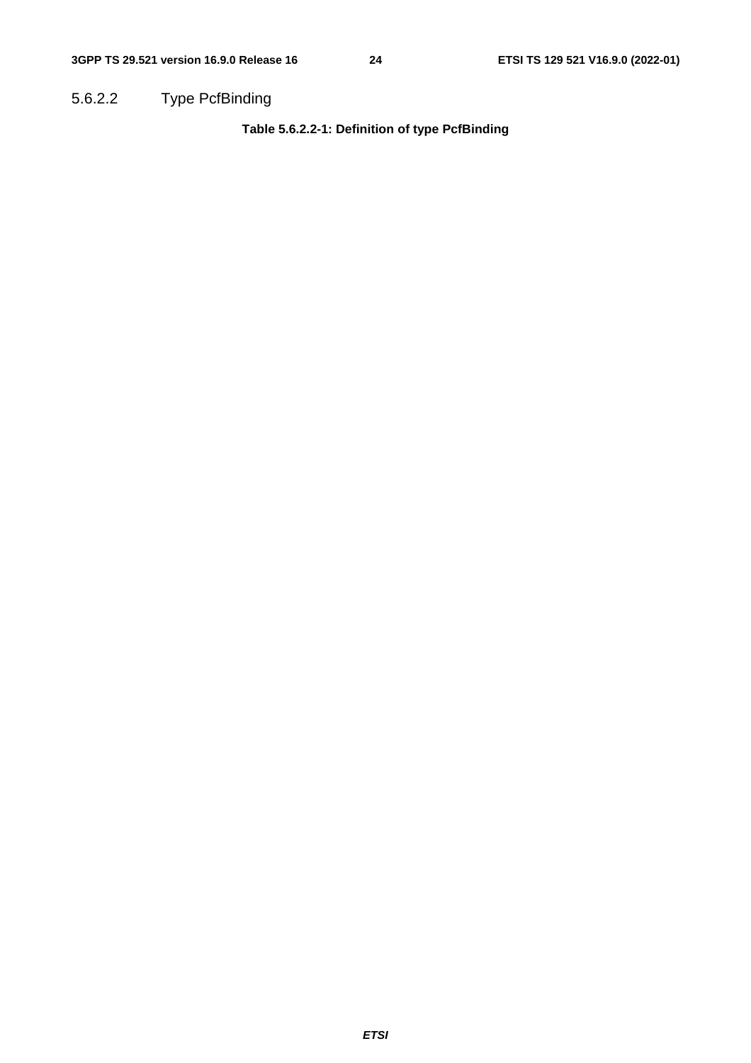#### 5.6.2.2 Type PcfBinding

**Table 5.6.2.2-1: Definition of type PcfBinding**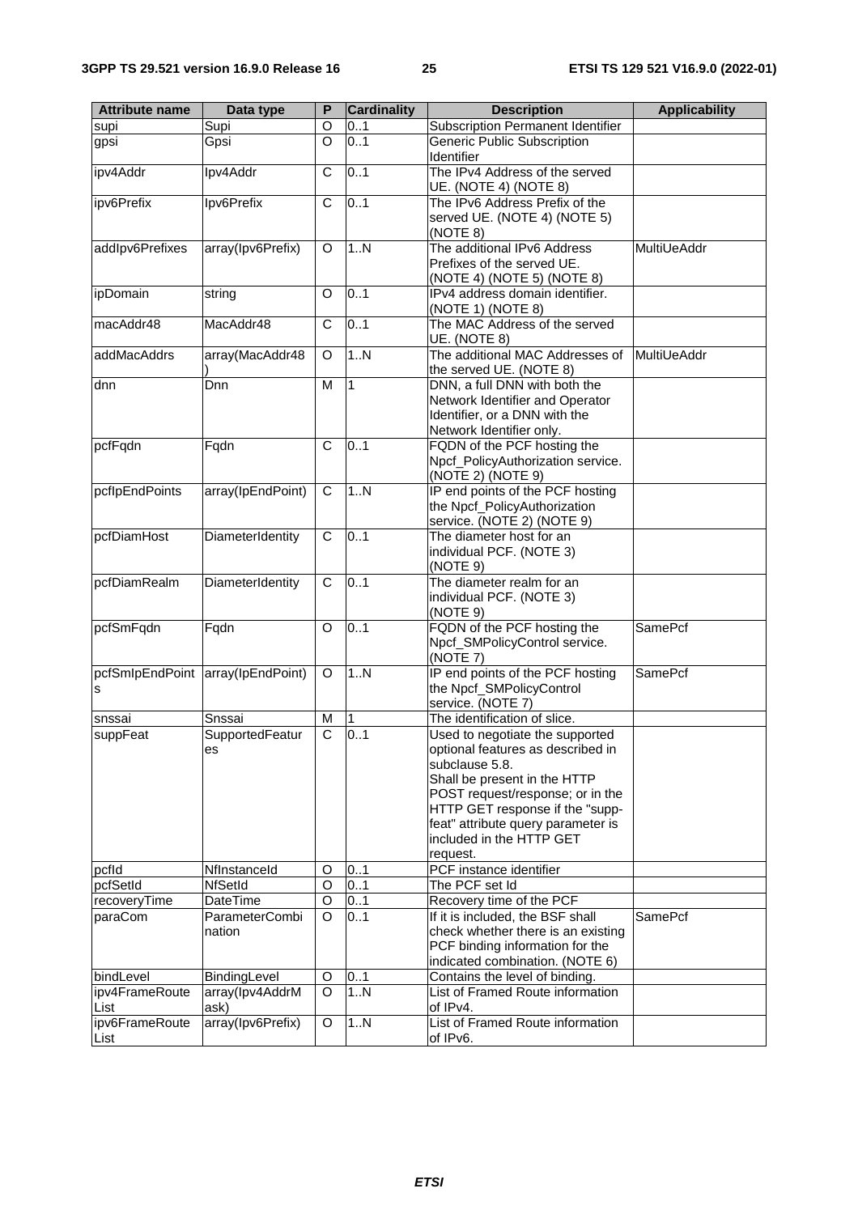| Attribute name | Data type | P | Cardinality | Description | Applicability |
| --- | --- | --- | --- | --- | --- |
| supi | Supi | O | 0..1 | Subscription Permanent Identifier | |
| gpsi | Gpsi | O | 0..1 | Generic Public Subscription Identifier | |
| ipv4Addr | Ipv4Addr | C | 0..1 | The IPv4 Address of the served UE. (NOTE 4) (NOTE 8) | |
| ipv6Prefix | Ipv6Prefix | C | 0..1 | The IPv6 Address Prefix of the served UE. (NOTE 4) (NOTE 5) (NOTE 8) | |
| addIpv6Prefixes | array(Ipv6Prefix) | O | 1..N | The additional IPv6 Address Prefixes of the served UE. (NOTE 4) (NOTE 5) (NOTE 8) | MultiUeAddr |
| ipDomain | string | O | 0..1 | IPv4 address domain identifier. (NOTE 1) (NOTE 8) | |
| macAddr48 | MacAddr48 | C | 0..1 | The MAC Address of the served UE. (NOTE 8) | |
| addMacAddrs | array(MacAddr48) | O | 1..N | The additional MAC Addresses of the served UE. (NOTE 8) | MultiUeAddr |
| dnn | Dnn | M | 1 | DNN, a full DNN with both the Network Identifier and Operator Identifier, or a DNN with the Network Identifier only. | |
| pcfFqdn | Fqdn | C | 0..1 | FQDN of the PCF hosting the Npcf_PolicyAuthorization service. (NOTE 2) (NOTE 9) | |
| pcfIpEndPoints | array(IpEndPoint) | C | 1..N | IP end points of the PCF hosting the Npcf_PolicyAuthorization service. (NOTE 2) (NOTE 9) | |
| pcfDiamHost | DiameterIdentity | C | 0..1 | The diameter host for an individual PCF. (NOTE 3) (NOTE 9) | |
| pcfDiamRealm | DiameterIdentity | C | 0..1 | The diameter realm for an individual PCF. (NOTE 3) (NOTE 9) | |
| pcfSmFqdn | Fqdn | O | 0..1 | FQDN of the PCF hosting the Npcf_SMPolicyControl service. (NOTE 7) | SamePcf |
| pcfSmIpEndPoints | array(IpEndPoint) | O | 1..N | IP end points of the PCF hosting the Npcf_SMPolicyControl service. (NOTE 7) | SamePcf |
| snssai | Snssai | M | 1 | The identification of slice. | |
| suppFeat | SupportedFeatures | C | 0..1 | Used to negotiate the supported optional features as described in subclause 5.8. Shall be present in the HTTP POST request/response; or in the HTTP GET response if the "supp-feat" attribute query parameter is included in the HTTP GET request. | |
| pcfId | NfInstanceId | O | 0..1 | PCF instance identifier | |
| pcfSetId | NfSetId | O | 0..1 | The PCF set Id | |
| recoveryTime | DateTime | O | 0..1 | Recovery time of the PCF | |
| paraCom | ParameterCombination | O | 0..1 | If it is included, the BSF shall check whether there is an existing PCF binding information for the indicated combination. (NOTE 6) | SamePcf |
| bindLevel | BindingLevel | O | 0..1 | Contains the level of binding. | |
| ipv4FrameRouteList | array(Ipv4AddrMask) | O | 1..N | List of Framed Route information of IPv4. | |
| ipv6FrameRouteList | array(Ipv6Prefix) | O | 1..N | List of Framed Route information of IPv6. | |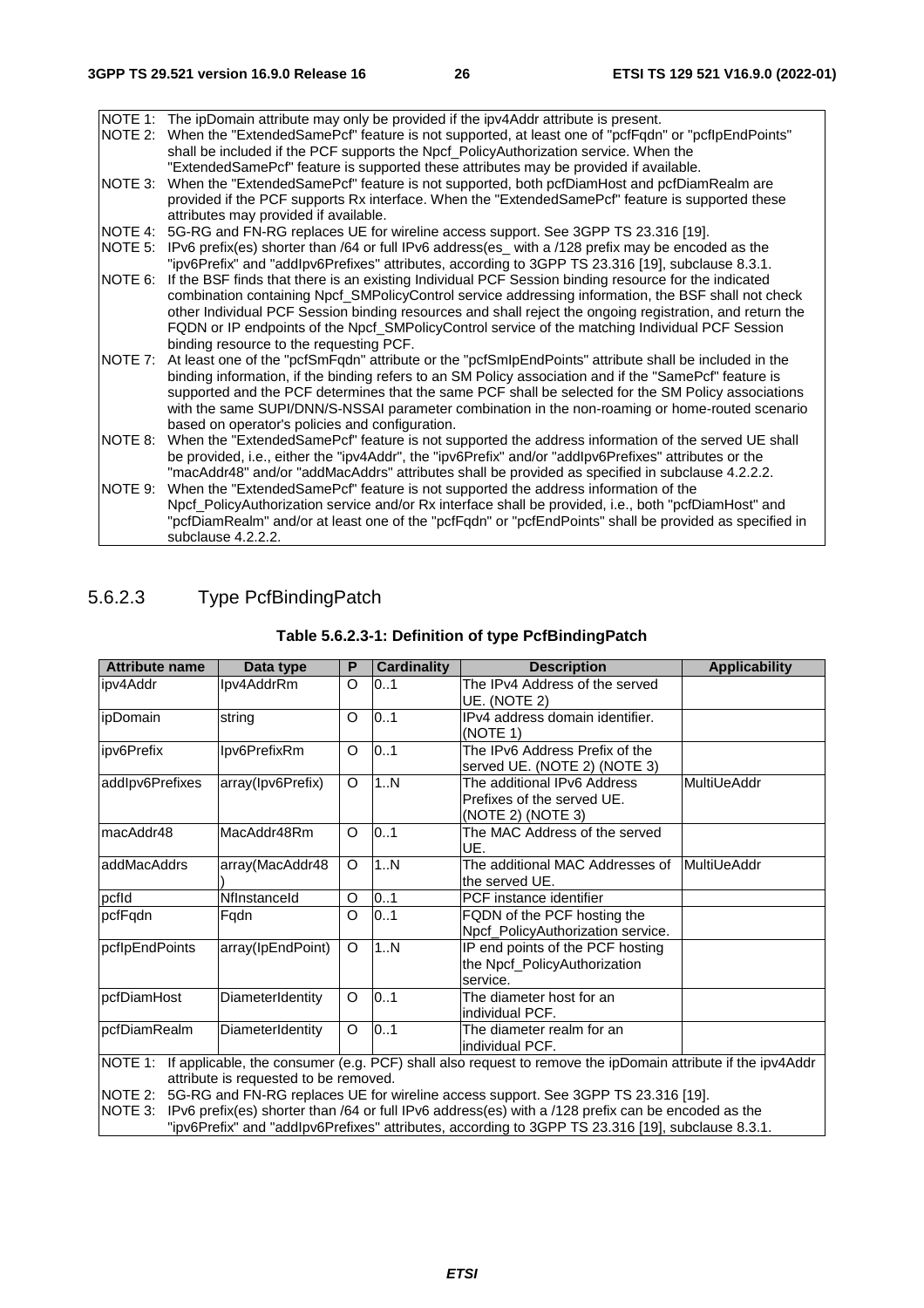| | |
|---|---|
| NOTE 1: | The ipDomain attribute may only be provided if the ipv4Addr attribute is present. |
| NOTE 2: | When the "ExtendedSamePcf" feature is not supported, at least one of "pcfFqdn" or "pcfIpEndPoints" shall be included if the PCF supports the Npcf_PolicyAuthorization service. When the "ExtendedSamePcf" feature is supported these attributes may be provided if available. |
| NOTE 3: | When the "ExtendedSamePcf" feature is not supported, both pcfDiamHost and pcfDiamRealm are provided if the PCF supports Rx interface. When the "ExtendedSamePcf" feature is supported these attributes may provided if available. |
| NOTE 4: | 5G-RG and FN-RG replaces UE for wireline access support. See 3GPP TS 23.316 [19]. |
| NOTE 5: | IPv6 prefix(es) shorter than /64 or full IPv6 address(es_ with a /128 prefix may be encoded as the "ipv6Prefix" and "addIpv6Prefixes" attributes, according to 3GPP TS 23.316 [19], subclause 8.3.1. |
| NOTE 6: | If the BSF finds that there is an existing Individual PCF Session binding resource for the indicated combination containing Npcf_SMPolicyControl service addressing information, the BSF shall not check other Individual PCF Session binding resources and shall reject the ongoing registration, and return the FQDN or IP endpoints of the Npcf_SMPolicyControl service of the matching Individual PCF Session binding resource to the requesting PCF. |
| NOTE 7: | At least one of the "pcfSmFqdn" attribute or the "pcfSmIpEndPoints" attribute shall be included in the binding information, if the binding refers to an SM Policy association and if the "SamePcf" feature is supported and the PCF determines that the same PCF shall be selected for the SM Policy associations with the same SUPI/DNN/S-NSSAI parameter combination in the non-roaming or home-routed scenario based on operator's policies and configuration. |
| NOTE 8: | When the "ExtendedSamePcf" feature is not supported the address information of the served UE shall be provided, i.e., either the "ipv4Addr", the "ipv6Prefix" and/or "addIpv6Prefixes" attributes or the "macAddr48" and/or "addMacAddrs" attributes shall be provided as specified in subclause 4.2.2.2. |
| NOTE 9: | When the "ExtendedSamePcf" feature is not supported the address information of the Npcf_PolicyAuthorization service and/or Rx interface shall be provided, i.e., both "pcfDiamHost" and "pcfDiamRealm" and/or at least one of the "pcfFqdn" or "pcfEndPoints" shall be provided as specified in subclause 4.2.2.2. |

### 5.6.2.3 Type PcfBindingPatch

**Table 5.6.2.3-1: Definition of type PcfBindingPatch**

| Attribute name | Data type | P | Cardinality | Description | Applicability |
|---|---|---|---|---|---|
| ipv4Addr | Ipv4AddrRm | O | 0..1 | The IPv4 Address of the served UE. (NOTE 2) | |
| ipDomain | string | O | 0..1 | IPv4 address domain identifier. (NOTE 1) | |
| ipv6Prefix | Ipv6PrefixRm | O | 0..1 | The IPv6 Address Prefix of the served UE. (NOTE 2) (NOTE 3) | |
| addIpv6Prefixes | array(Ipv6Prefix) | O | 1..N | The additional IPv6 Address Prefixes of the served UE. (NOTE 2) (NOTE 3) | MultiUeAddr |
| macAddr48 | MacAddr48Rm | O | 0..1 | The MAC Address of the served UE. | |
| addMacAddrs | array(MacAddr48) | O | 1..N | The additional MAC Addresses of the served UE. | MultiUeAddr |
| pcfId | NfInstanceId | O | 0..1 | PCF instance identifier | |
| pcfFqdn | Fqdn | O | 0..1 | FQDN of the PCF hosting the Npcf_PolicyAuthorization service. | |
| pcfIpEndPoints | array(IpEndPoint) | O | 1..N | IP end points of the PCF hosting the Npcf_PolicyAuthorization service. | |
| pcfDiamHost | DiameterIdentity | O | 0..1 | The diameter host for an individual PCF. | |
| pcfDiamRealm | DiameterIdentity | O | 0..1 | The diameter realm for an individual PCF. | |
| NOTE 1: If applicable, the consumer (e.g. PCF) shall also request to remove the ipDomain attribute if the ipv4Addr attribute is requested to be removed. | | | | | |
| NOTE 2: 5G-RG and FN-RG replaces UE for wireline access support. See 3GPP TS 23.316 [19]. | | | | | |
| NOTE 3: IPv6 prefix(es) shorter than /64 or full IPv6 address(es) with a /128 prefix can be encoded as the "ipv6Prefix" and "addIpv6Prefixes" attributes, according to 3GPP TS 23.316 [19], subclause 8.3.1. | | | | | |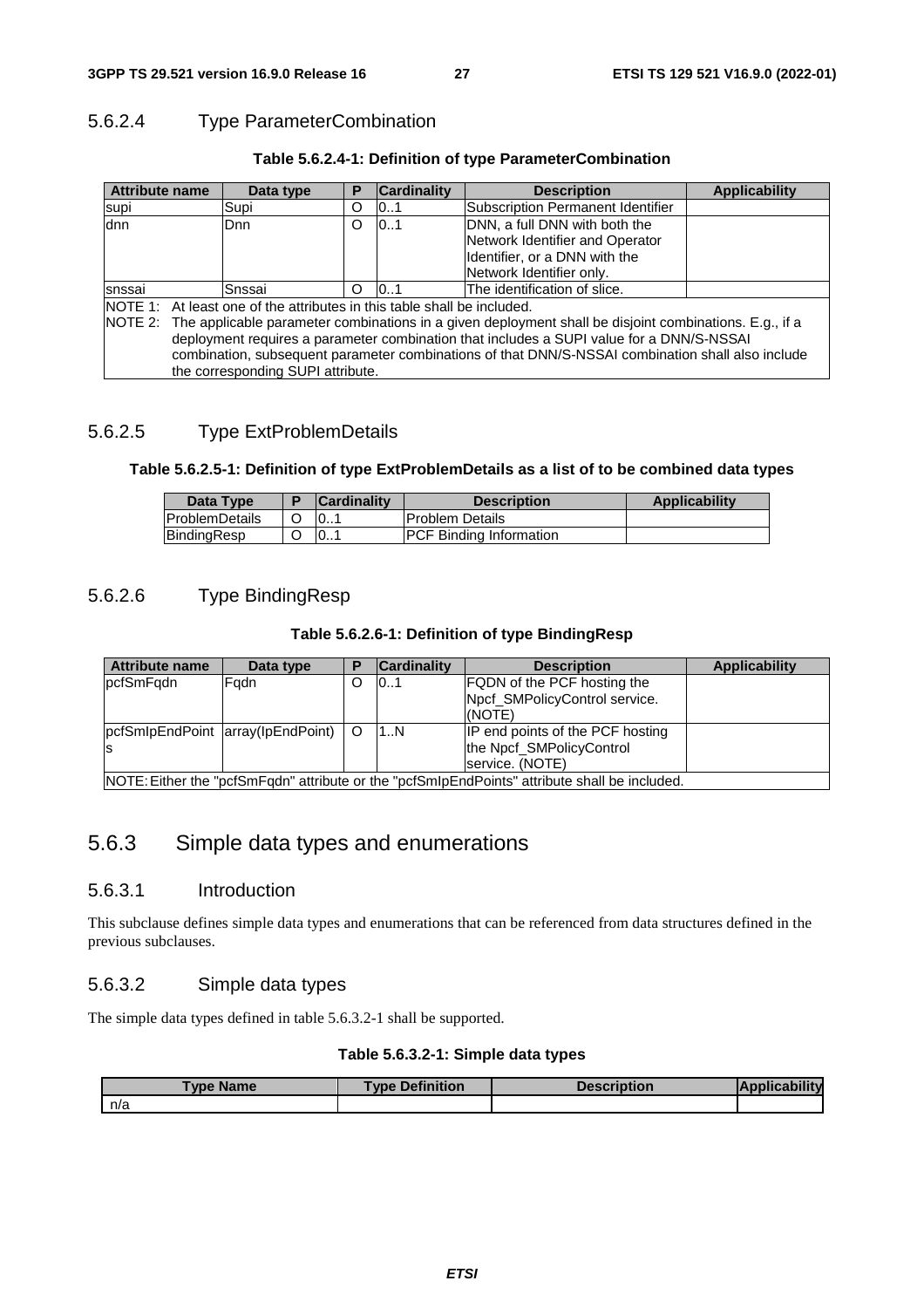### 5.6.2.4 Type ParameterCombination

**Table 5.6.2.4-1: Definition of type ParameterCombination**

| Attribute name | Data type | P | Cardinality | Description | Applicability |
|---|---|---|---|---|---|
| supi | Supi | O | 0..1 | Subscription Permanent Identifier | |
| dnn | Dnn | O | 0..1 | DNN, a full DNN with both the Network Identifier and Operator Identifier, or a DNN with the Network Identifier only. | |
| snssai | Snssai | O | 0..1 | The identification of slice. | |
| NOTE 1: At least one of the attributes in this table shall be included.<br>NOTE 2: The applicable parameter combinations in a given deployment shall be disjoint combinations. E.g., if a deployment requires a parameter combination that includes a SUPI value for a DNN/S-NSSAI combination, subsequent parameter combinations of that DNN/S-NSSAI combination shall also include the corresponding SUPI attribute. | | | | | |

### 5.6.2.5 Type ExtProblemDetails

**Table 5.6.2.5-1: Definition of type ExtProblemDetails as a list of to be combined data types**

| Data Type | P | Cardinality | Description | Applicability |
|---|---|---|---|---|
| ProblemDetails | O | 0..1 | Problem Details | |
| BindingResp | O | 0..1 | PCF Binding Information | |

### 5.6.2.6 Type BindingResp

**Table 5.6.2.6-1: Definition of type BindingResp**

| Attribute name | Data type | P | Cardinality | Description | Applicability |
|---|---|---|---|---|---|
| pcfSmFqdn | Fqdn | O | 0..1 | FQDN of the PCF hosting the Npcf_SMPolicyControl service. (NOTE) | |
| pcfSmIpEndPoints | array(IpEndPoint) | O | 1..N | IP end points of the PCF hosting the Npcf_SMPolicyControl service. (NOTE) | |
| NOTE: Either the "pcfSmFqdn" attribute or the "pcfSmIpEndPoints" attribute shall be included. | | | | | |

## 5.6.3 Simple data types and enumerations

### 5.6.3.1 Introduction

This subclause defines simple data types and enumerations that can be referenced from data structures defined in the previous subclauses.

### 5.6.3.2 Simple data types

The simple data types defined in table 5.6.3.2-1 shall be supported.

**Table 5.6.3.2-1: Simple data types**

| Type Name | Type Definition | Description | Applicability |
|---|---|---|---|
| n/a | | | |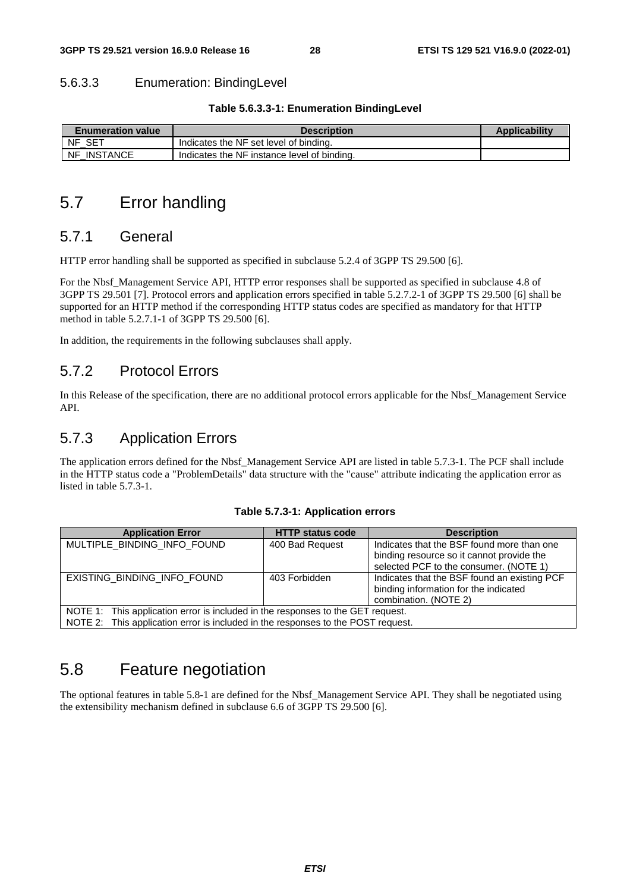#### 5.6.3.3 Enumeration: BindingLevel

**Table 5.6.3.3-1: Enumeration BindingLevel**

| Enumeration value | Description | Applicability |
|---|---|---|
| NF_SET | Indicates the NF set level of binding. | |
| NF_INSTANCE | Indicates the NF instance level of binding. | |

## 5.7 Error handling

### 5.7.1 General

HTTP error handling shall be supported as specified in subclause 5.2.4 of 3GPP TS 29.500 [6].

For the Nbsf_Management Service API, HTTP error responses shall be supported as specified in subclause 4.8 of 3GPP TS 29.501 [7]. Protocol errors and application errors specified in table 5.2.7.2-1 of 3GPP TS 29.500 [6] shall be supported for an HTTP method if the corresponding HTTP status codes are specified as mandatory for that HTTP method in table 5.2.7.1-1 of 3GPP TS 29.500 [6].

In addition, the requirements in the following subclauses shall apply.

### 5.7.2 Protocol Errors

In this Release of the specification, there are no additional protocol errors applicable for the Nbsf_Management Service API.

### 5.7.3 Application Errors

The application errors defined for the Nbsf_Management Service API are listed in table 5.7.3-1. The PCF shall include in the HTTP status code a "ProblemDetails" data structure with the "cause" attribute indicating the application error as listed in table 5.7.3-1.

**Table 5.7.3-1: Application errors**

| Application Error | HTTP status code | Description |
|---|---|---|
| MULTIPLE_BINDING_INFO_FOUND | 400 Bad Request | Indicates that the BSF found more than one binding resource so it cannot provide the selected PCF to the consumer. (NOTE 1) |
| EXISTING_BINDING_INFO_FOUND | 403 Forbidden | Indicates that the BSF found an existing PCF binding information for the indicated combination. (NOTE 2) |
| NOTE 1: This application error is included in the responses to the GET request.<br>NOTE 2: This application error is included in the responses to the POST request. | | |

## 5.8 Feature negotiation

The optional features in table 5.8-1 are defined for the Nbsf_Management Service API. They shall be negotiated using the extensibility mechanism defined in subclause 6.6 of 3GPP TS 29.500 [6].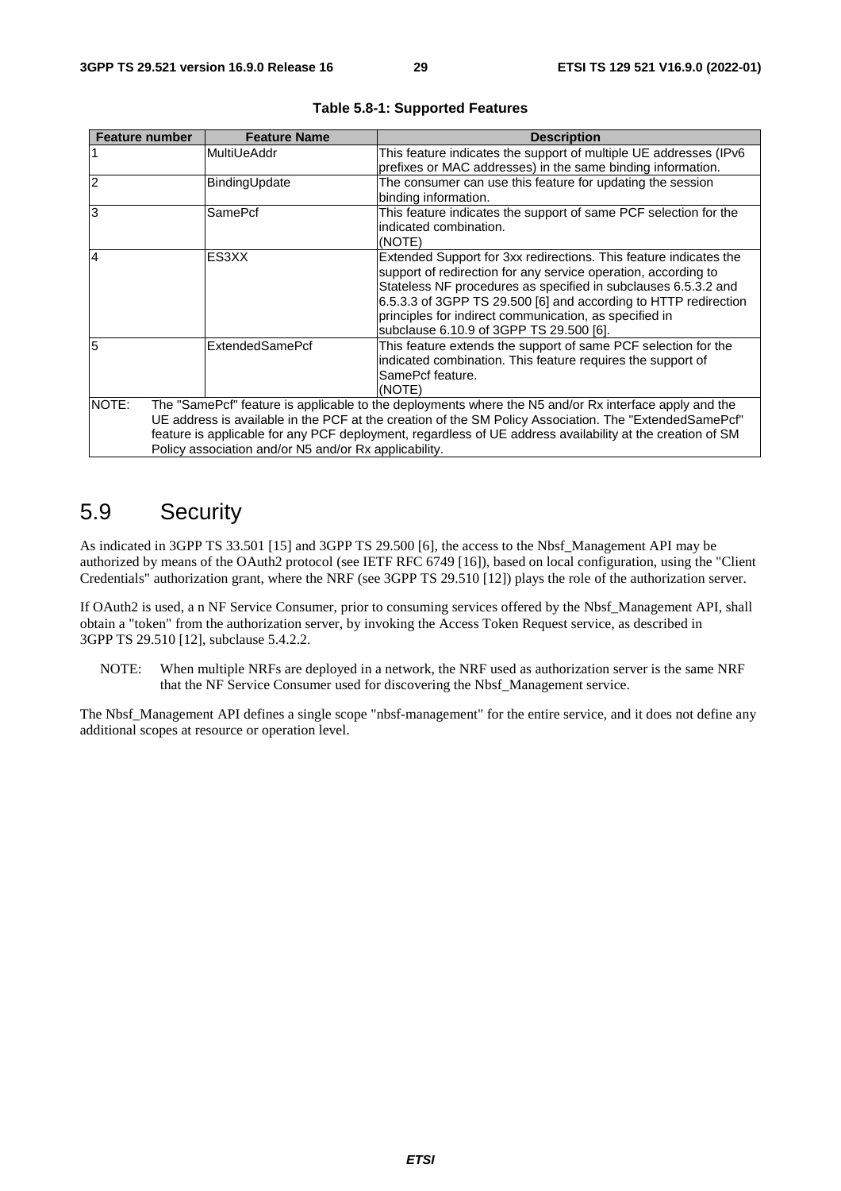**Table 5.8-1: Supported Features**

| Feature number | Feature Name | Description |
| --- | --- | --- |
| 1 | MultiUeAddr | This feature indicates the support of multiple UE addresses (IPv6 prefixes or MAC addresses) in the same binding information. |
| 2 | BindingUpdate | The consumer can use this feature for updating the session binding information. |
| 3 | SamePcf | This feature indicates the support of same PCF selection for the indicated combination. (NOTE) |
| 4 | ES3XX | Extended Support for 3xx redirections. This feature indicates the support of redirection for any service operation, according to Stateless NF procedures as specified in subclauses 6.5.3.2 and 6.5.3.3 of 3GPP TS 29.500 [6] and according to HTTP redirection principles for indirect communication, as specified in subclause 6.10.9 of 3GPP TS 29.500 [6]. |
| 5 | ExtendedSamePcf | This feature extends the support of same PCF selection for the indicated combination. This feature requires the support of SamePcf feature. (NOTE) |
| NOTE: The "SamePcf" feature is applicable to the deployments where the N5 and/or Rx interface apply and the UE address is available in the PCF at the creation of the SM Policy Association. The "ExtendedSamePcf" feature is applicable for any PCF deployment, regardless of UE address availability at the creation of SM Policy association and/or N5 and/or Rx applicability. | | |

# 5.9 Security

As indicated in 3GPP TS 33.501 [15] and 3GPP TS 29.500 [6], the access to the Nbsf_Management API may be authorized by means of the OAuth2 protocol (see IETF RFC 6749 [16]), based on local configuration, using the "Client Credentials" authorization grant, where the NRF (see 3GPP TS 29.510 [12]) plays the role of the authorization server.

If OAuth2 is used, a n NF Service Consumer, prior to consuming services offered by the Nbsf_Management API, shall obtain a "token" from the authorization server, by invoking the Access Token Request service, as described in 3GPP TS 29.510 [12], subclause 5.4.2.2.

NOTE: When multiple NRFs are deployed in a network, the NRF used as authorization server is the same NRF that the NF Service Consumer used for discovering the Nbsf_Management service.

The Nbsf_Management API defines a single scope "nbsf-management" for the entire service, and it does not define any additional scopes at resource or operation level.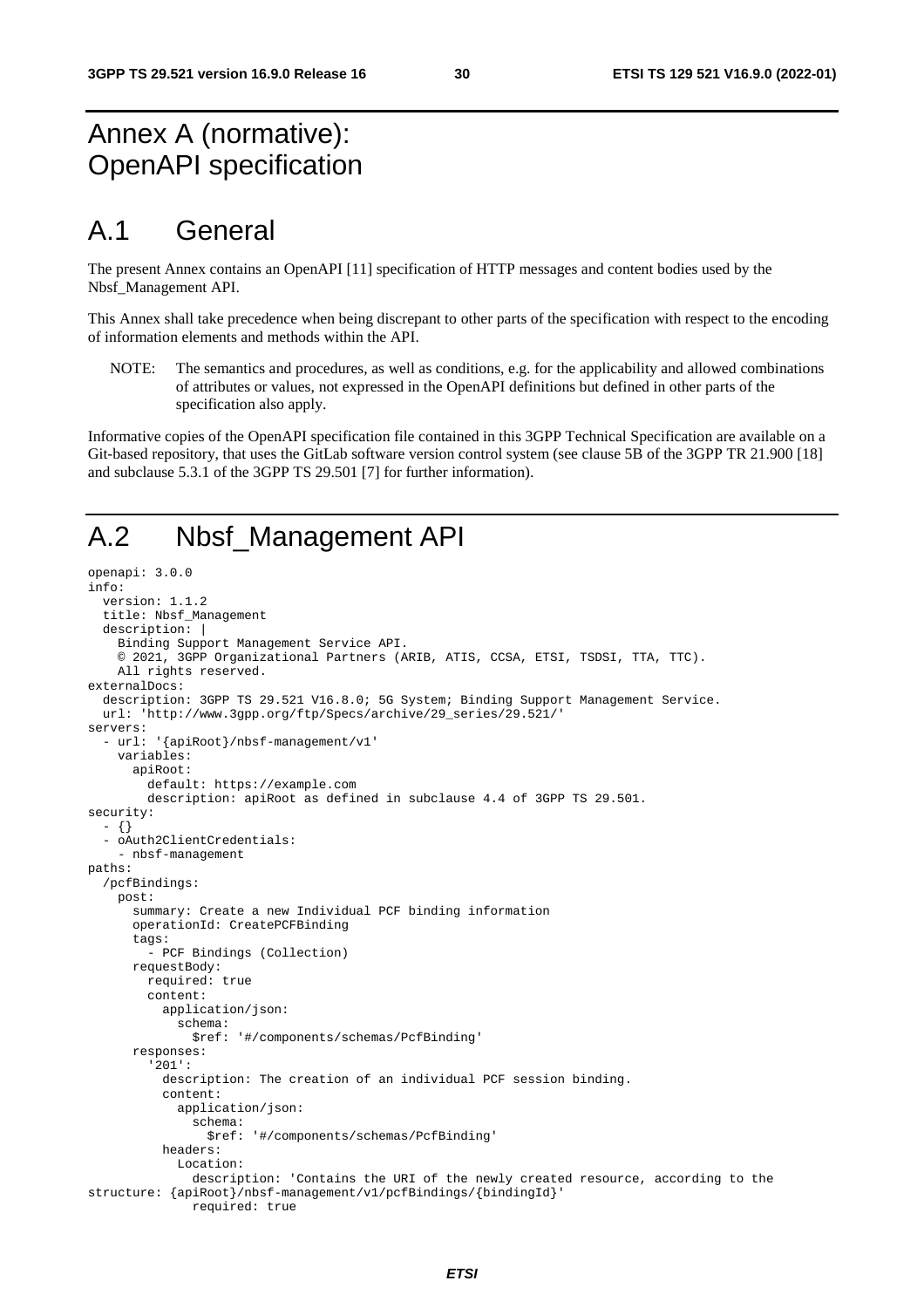# Annex A (normative): OpenAPI specification

# A.1 General

The present Annex contains an OpenAPI [11] specification of HTTP messages and content bodies used by the Nbsf_Management API.

This Annex shall take precedence when being discrepant to other parts of the specification with respect to the encoding of information elements and methods within the API.

NOTE: The semantics and procedures, as well as conditions, e.g. for the applicability and allowed combinations of attributes or values, not expressed in the OpenAPI definitions but defined in other parts of the specification also apply.

Informative copies of the OpenAPI specification file contained in this 3GPP Technical Specification are available on a Git-based repository, that uses the GitLab software version control system (see clause 5B of the 3GPP TR 21.900 [18] and subclause 5.3.1 of the 3GPP TS 29.501 [7] for further information).

# A.2 Nbsf_Management API

```
openapi: 3.0.0
info:
  version: 1.1.2
  title: Nbsf_Management
  description: |
    Binding Support Management Service API.
    © 2021, 3GPP Organizational Partners (ARIB, ATIS, CCSA, ETSI, TSDSI, TTA, TTC).
    All rights reserved.
externalDocs:
  description: 3GPP TS 29.521 V16.8.0; 5G System; Binding Support Management Service.
  url: 'http://www.3gpp.org/ftp/Specs/archive/29_series/29.521/'
servers:
  - url: '{apiRoot}/nbsf-management/v1'
    variables:
      apiRoot:
        default: https://example.com
        description: apiRoot as defined in subclause 4.4 of 3GPP TS 29.501.
security:
  - {}
  - oAuth2ClientCredentials:
    - nbsf-management
paths:
  /pcfBindings:
    post:
      summary: Create a new Individual PCF binding information
      operationId: CreatePCFBinding
      tags:
        - PCF Bindings (Collection)
      requestBody:
        required: true
        content:
          application/json:
            schema:
              $ref: '#/components/schemas/PcfBinding'
      responses:
        '201':
          description: The creation of an individual PCF session binding.
          content:
            application/json:
              schema:
                $ref: '#/components/schemas/PcfBinding'
          headers:
            Location:
              description: 'Contains the URI of the newly created resource, according to the
structure: {apiRoot}/nbsf-management/v1/pcfBindings/{bindingId}'
              required: true
```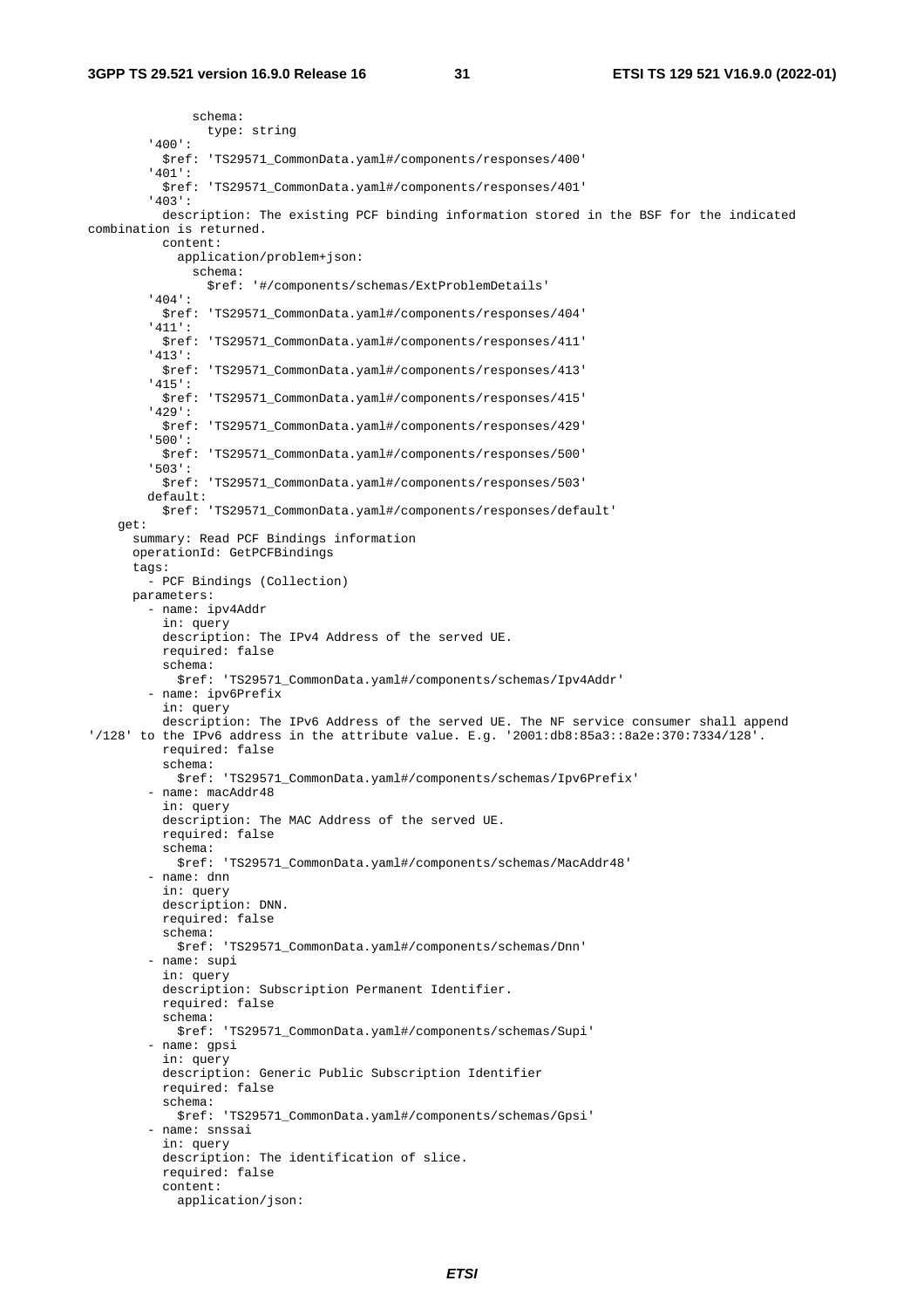```
              schema:
                type: string
        '400':
          $ref: 'TS29571_CommonData.yaml#/components/responses/400'
        '401':
          $ref: 'TS29571_CommonData.yaml#/components/responses/401'
        '403':
          description: The existing PCF binding information stored in the BSF for the indicated
combination is returned.
          content:
            application/problem+json:
              schema:
                $ref: '#/components/schemas/ExtProblemDetails'
        '404':
          $ref: 'TS29571_CommonData.yaml#/components/responses/404'
        '411':
          $ref: 'TS29571_CommonData.yaml#/components/responses/411'
        '413':
          $ref: 'TS29571_CommonData.yaml#/components/responses/413'
        '415':
          $ref: 'TS29571_CommonData.yaml#/components/responses/415'
        '429':
          $ref: 'TS29571_CommonData.yaml#/components/responses/429'
        '500':
          $ref: 'TS29571_CommonData.yaml#/components/responses/500'
        '503':
          $ref: 'TS29571_CommonData.yaml#/components/responses/503'
        default:
          $ref: 'TS29571_CommonData.yaml#/components/responses/default'
    get:
      summary: Read PCF Bindings information
      operationId: GetPCFBindings
      tags:
        - PCF Bindings (Collection)
      parameters:
        - name: ipv4Addr
          in: query
          description: The IPv4 Address of the served UE.
          required: false
          schema:
            $ref: 'TS29571_CommonData.yaml#/components/schemas/Ipv4Addr'
        - name: ipv6Prefix
          in: query
          description: The IPv6 Address of the served UE. The NF service consumer shall append
'/128' to the IPv6 address in the attribute value. E.g. '2001:db8:85a3::8a2e:370:7334/128'.
          required: false
          schema:
            $ref: 'TS29571_CommonData.yaml#/components/schemas/Ipv6Prefix'
        - name: macAddr48
          in: query
          description: The MAC Address of the served UE.
          required: false
          schema:
            $ref: 'TS29571_CommonData.yaml#/components/schemas/MacAddr48'
        - name: dnn
          in: query
          description: DNN.
          required: false
          schema:
            $ref: 'TS29571_CommonData.yaml#/components/schemas/Dnn'
        - name: supi
          in: query
          description: Subscription Permanent Identifier.
          required: false
          schema:
            $ref: 'TS29571_CommonData.yaml#/components/schemas/Supi'
        - name: gpsi
          in: query
          description: Generic Public Subscription Identifier
          required: false
          schema:
            $ref: 'TS29571_CommonData.yaml#/components/schemas/Gpsi'
        - name: snssai
          in: query
          description: The identification of slice.
          required: false
          content:
            application/json:
```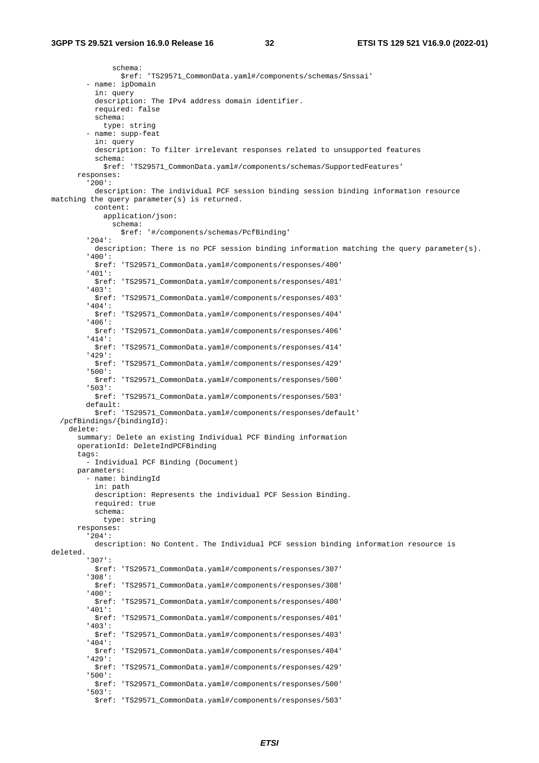```
              schema:
                $ref: 'TS29571_CommonData.yaml#/components/schemas/Snssai'
        - name: ipDomain
          in: query
          description: The IPv4 address domain identifier.
          required: false
          schema:
            type: string
        - name: supp-feat
          in: query
          description: To filter irrelevant responses related to unsupported features
          schema:
            $ref: 'TS29571_CommonData.yaml#/components/schemas/SupportedFeatures'
      responses:
        '200':
          description: The individual PCF session binding session binding information resource
matching the query parameter(s) is returned.
          content:
            application/json:
              schema:
                $ref: '#/components/schemas/PcfBinding'
        '204':
          description: There is no PCF session binding information matching the query parameter(s).
        '400':
          $ref: 'TS29571_CommonData.yaml#/components/responses/400'
        '401':
          $ref: 'TS29571_CommonData.yaml#/components/responses/401'
        '403':
          $ref: 'TS29571_CommonData.yaml#/components/responses/403'
        '404':
          $ref: 'TS29571_CommonData.yaml#/components/responses/404'
        '406':
          $ref: 'TS29571_CommonData.yaml#/components/responses/406'
        '414':
          $ref: 'TS29571_CommonData.yaml#/components/responses/414'
        '429':
          $ref: 'TS29571_CommonData.yaml#/components/responses/429'
        '500':
          $ref: 'TS29571_CommonData.yaml#/components/responses/500'
        '503':
          $ref: 'TS29571_CommonData.yaml#/components/responses/503'
        default:
          $ref: 'TS29571_CommonData.yaml#/components/responses/default'
  /pcfBindings/{bindingId}:
    delete:
      summary: Delete an existing Individual PCF Binding information
      operationId: DeleteIndPCFBinding
      tags:
        - Individual PCF Binding (Document)
      parameters:
        - name: bindingId
          in: path
          description: Represents the individual PCF Session Binding.
          required: true
          schema:
            type: string
      responses:
        '204':
          description: No Content. The Individual PCF session binding information resource is
deleted.
        '307':
          $ref: 'TS29571_CommonData.yaml#/components/responses/307'
        '308':
          $ref: 'TS29571_CommonData.yaml#/components/responses/308'
        '400':
          $ref: 'TS29571_CommonData.yaml#/components/responses/400'
        '401':
          $ref: 'TS29571_CommonData.yaml#/components/responses/401'
        '403':
          $ref: 'TS29571_CommonData.yaml#/components/responses/403'
        '404':
          $ref: 'TS29571_CommonData.yaml#/components/responses/404'
        '429':
          $ref: 'TS29571_CommonData.yaml#/components/responses/429'
        '500':
          $ref: 'TS29571_CommonData.yaml#/components/responses/500'
        '503':
          $ref: 'TS29571_CommonData.yaml#/components/responses/503'
```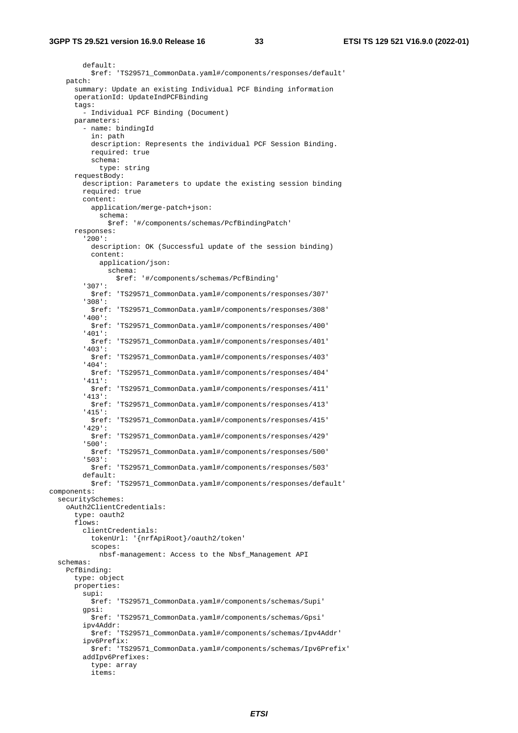```
        default:
          $ref: 'TS29571_CommonData.yaml#/components/responses/default'
    patch:
      summary: Update an existing Individual PCF Binding information
      operationId: UpdateIndPCFBinding
      tags:
        - Individual PCF Binding (Document)
      parameters:
        - name: bindingId
          in: path
          description: Represents the individual PCF Session Binding.
          required: true
          schema:
            type: string
      requestBody:
        description: Parameters to update the existing session binding
        required: true
        content:
          application/merge-patch+json:
            schema:
              $ref: '#/components/schemas/PcfBindingPatch'
      responses:
        '200':
          description: OK (Successful update of the session binding)
          content:
            application/json:
              schema:
                $ref: '#/components/schemas/PcfBinding'
        '307':
          $ref: 'TS29571_CommonData.yaml#/components/responses/307'
        '308':
          $ref: 'TS29571_CommonData.yaml#/components/responses/308'
        '400':
          $ref: 'TS29571_CommonData.yaml#/components/responses/400'
        '401':
          $ref: 'TS29571_CommonData.yaml#/components/responses/401'
        '403':
          $ref: 'TS29571_CommonData.yaml#/components/responses/403'
        '404':
          $ref: 'TS29571_CommonData.yaml#/components/responses/404'
        '411':
          $ref: 'TS29571_CommonData.yaml#/components/responses/411'
        '413':
          $ref: 'TS29571_CommonData.yaml#/components/responses/413'
        '415':
          $ref: 'TS29571_CommonData.yaml#/components/responses/415'
        '429':
          $ref: 'TS29571_CommonData.yaml#/components/responses/429'
        '500':
          $ref: 'TS29571_CommonData.yaml#/components/responses/500'
        '503':
          $ref: 'TS29571_CommonData.yaml#/components/responses/503'
        default:
          $ref: 'TS29571_CommonData.yaml#/components/responses/default'
components:
  securitySchemes:
    oAuth2ClientCredentials:
      type: oauth2
      flows:
        clientCredentials:
          tokenUrl: '{nrfApiRoot}/oauth2/token'
          scopes:
            nbsf-management: Access to the Nbsf_Management API
  schemas:
    PcfBinding:
      type: object
      properties:
        supi:
          $ref: 'TS29571_CommonData.yaml#/components/schemas/Supi'
        gpsi:
          $ref: 'TS29571_CommonData.yaml#/components/schemas/Gpsi'
        ipv4Addr:
          $ref: 'TS29571_CommonData.yaml#/components/schemas/Ipv4Addr'
        ipv6Prefix:
          $ref: 'TS29571_CommonData.yaml#/components/schemas/Ipv6Prefix'
        addIpv6Prefixes:
          type: array
          items:
```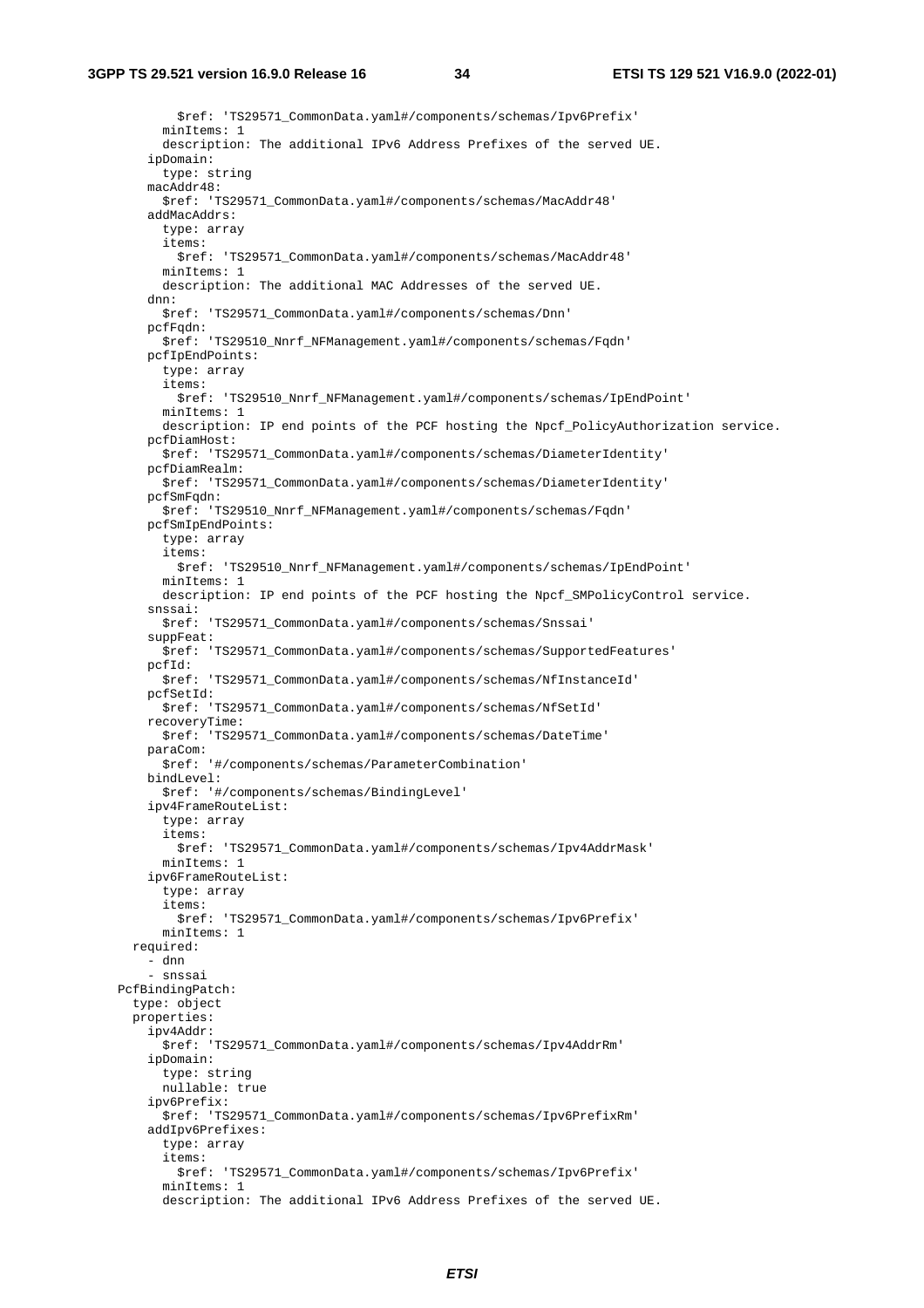```
          $ref: 'TS29571_CommonData.yaml#/components/schemas/Ipv6Prefix'
        minItems: 1
        description: The additional IPv6 Address Prefixes of the served UE.
      ipDomain:
        type: string
      macAddr48:
        $ref: 'TS29571_CommonData.yaml#/components/schemas/MacAddr48'
      addMacAddrs:
        type: array
        items:
          $ref: 'TS29571_CommonData.yaml#/components/schemas/MacAddr48'
        minItems: 1
        description: The additional MAC Addresses of the served UE.
      dnn:
        $ref: 'TS29571_CommonData.yaml#/components/schemas/Dnn'
      pcfFqdn:
        $ref: 'TS29510_Nnrf_NFManagement.yaml#/components/schemas/Fqdn'
      pcfIpEndPoints:
        type: array
        items:
          $ref: 'TS29510_Nnrf_NFManagement.yaml#/components/schemas/IpEndPoint'
        minItems: 1
        description: IP end points of the PCF hosting the Npcf_PolicyAuthorization service.
      pcfDiamHost:
        $ref: 'TS29571_CommonData.yaml#/components/schemas/DiameterIdentity'
      pcfDiamRealm:
        $ref: 'TS29571_CommonData.yaml#/components/schemas/DiameterIdentity'
      pcfSmFqdn:
        $ref: 'TS29510_Nnrf_NFManagement.yaml#/components/schemas/Fqdn'
      pcfSmIpEndPoints:
        type: array
        items:
          $ref: 'TS29510_Nnrf_NFManagement.yaml#/components/schemas/IpEndPoint'
        minItems: 1
        description: IP end points of the PCF hosting the Npcf_SMPolicyControl service.
      snssai:
        $ref: 'TS29571_CommonData.yaml#/components/schemas/Snssai'
      suppFeat:
        $ref: 'TS29571_CommonData.yaml#/components/schemas/SupportedFeatures'
      pcfId:
        $ref: 'TS29571_CommonData.yaml#/components/schemas/NfInstanceId'
      pcfSetId:
        $ref: 'TS29571_CommonData.yaml#/components/schemas/NfSetId'
      recoveryTime:
        $ref: 'TS29571_CommonData.yaml#/components/schemas/DateTime'
      paraCom:
        $ref: '#/components/schemas/ParameterCombination'
      bindLevel:
        $ref: '#/components/schemas/BindingLevel'
      ipv4FrameRouteList:
        type: array
        items:
          $ref: 'TS29571_CommonData.yaml#/components/schemas/Ipv4AddrMask'
        minItems: 1
      ipv6FrameRouteList:
        type: array
        items:
          $ref: 'TS29571_CommonData.yaml#/components/schemas/Ipv6Prefix'
        minItems: 1
    required:
      - dnn
      - snssai
  PcfBindingPatch:
    type: object
    properties:
      ipv4Addr:
        $ref: 'TS29571_CommonData.yaml#/components/schemas/Ipv4AddrRm'
      ipDomain:
        type: string
        nullable: true
      ipv6Prefix:
        $ref: 'TS29571_CommonData.yaml#/components/schemas/Ipv6PrefixRm'
      addIpv6Prefixes:
        type: array
        items:
          $ref: 'TS29571_CommonData.yaml#/components/schemas/Ipv6Prefix'
        minItems: 1
        description: The additional IPv6 Address Prefixes of the served UE.
```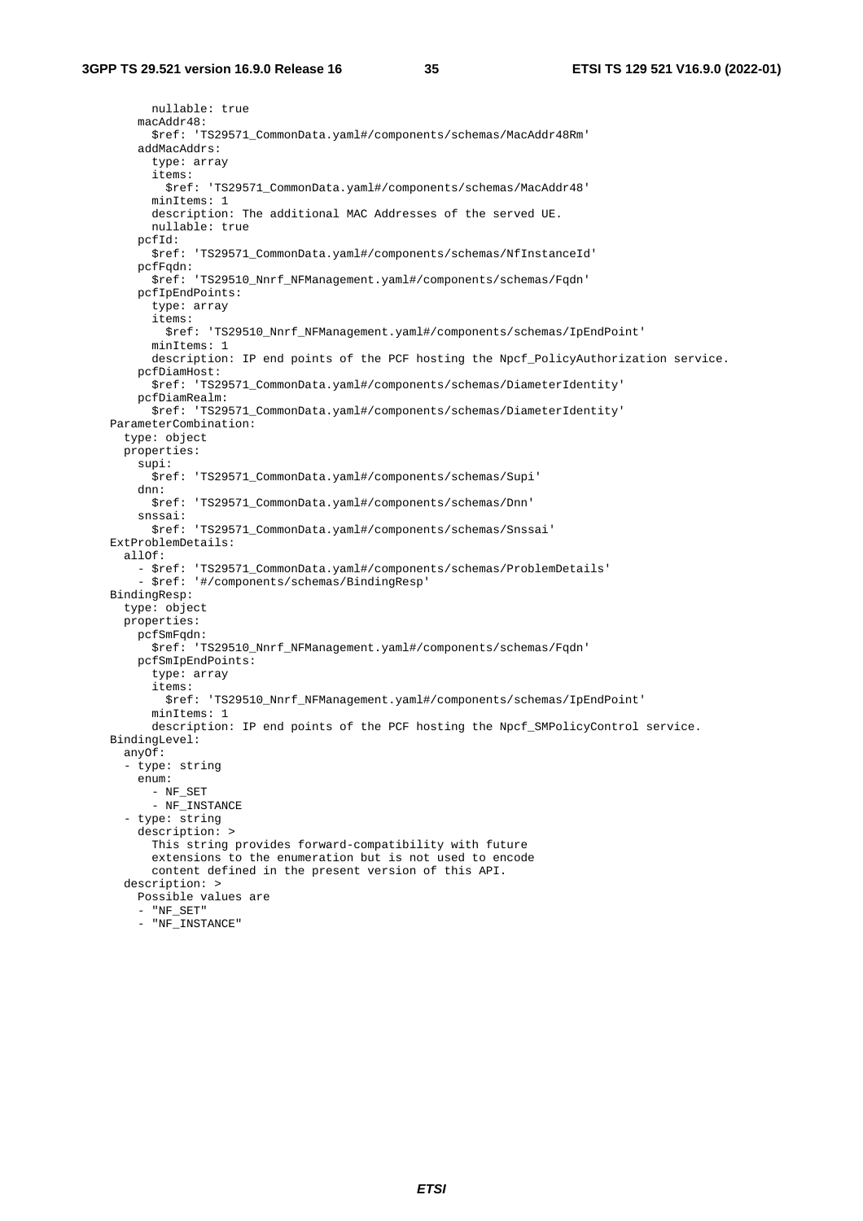```
          nullable: true
        macAddr48:
          $ref: 'TS29571_CommonData.yaml#/components/schemas/MacAddr48Rm'
        addMacAddrs:
          type: array
          items:
            $ref: 'TS29571_CommonData.yaml#/components/schemas/MacAddr48'
          minItems: 1
          description: The additional MAC Addresses of the served UE.
          nullable: true
        pcfId:
          $ref: 'TS29571_CommonData.yaml#/components/schemas/NfInstanceId'
        pcfFqdn:
          $ref: 'TS29510_Nnrf_NFManagement.yaml#/components/schemas/Fqdn'
        pcfIpEndPoints:
          type: array
          items:
            $ref: 'TS29510_Nnrf_NFManagement.yaml#/components/schemas/IpEndPoint'
          minItems: 1
          description: IP end points of the PCF hosting the Npcf_PolicyAuthorization service.
        pcfDiamHost:
          $ref: 'TS29571_CommonData.yaml#/components/schemas/DiameterIdentity'
        pcfDiamRealm:
          $ref: 'TS29571_CommonData.yaml#/components/schemas/DiameterIdentity'
    ParameterCombination:
      type: object
      properties:
        supi:
          $ref: 'TS29571_CommonData.yaml#/components/schemas/Supi'
        dnn:
          $ref: 'TS29571_CommonData.yaml#/components/schemas/Dnn'
        snssai:
          $ref: 'TS29571_CommonData.yaml#/components/schemas/Snssai'
    ExtProblemDetails:
      allOf:
        - $ref: 'TS29571_CommonData.yaml#/components/schemas/ProblemDetails'
        - $ref: '#/components/schemas/BindingResp'
    BindingResp:
      type: object
      properties:
        pcfSmFqdn:
          $ref: 'TS29510_Nnrf_NFManagement.yaml#/components/schemas/Fqdn'
        pcfSmIpEndPoints:
          type: array
          items:
            $ref: 'TS29510_Nnrf_NFManagement.yaml#/components/schemas/IpEndPoint'
          minItems: 1
          description: IP end points of the PCF hosting the Npcf_SMPolicyControl service.
    BindingLevel:
      anyOf:
      - type: string
        enum:
          - NF_SET
          - NF_INSTANCE
      - type: string
        description: >
          This string provides forward-compatibility with future
          extensions to the enumeration but is not used to encode
          content defined in the present version of this API.
      description: >
        Possible values are
        - "NF_SET"
        - "NF_INSTANCE"
```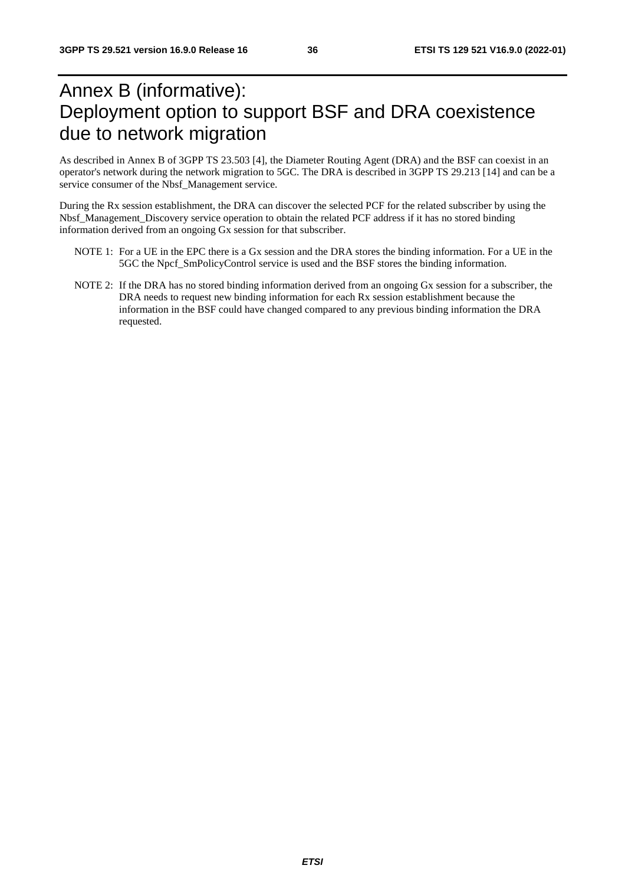# Annex B (informative): Deployment option to support BSF and DRA coexistence due to network migration

As described in Annex B of 3GPP TS 23.503 [4], the Diameter Routing Agent (DRA) and the BSF can coexist in an operator's network during the network migration to 5GC. The DRA is described in 3GPP TS 29.213 [14] and can be a service consumer of the Nbsf_Management service.

During the Rx session establishment, the DRA can discover the selected PCF for the related subscriber by using the Nbsf_Management_Discovery service operation to obtain the related PCF address if it has no stored binding information derived from an ongoing Gx session for that subscriber.

NOTE 1: For a UE in the EPC there is a Gx session and the DRA stores the binding information. For a UE in the 5GC the Npcf_SmPolicyControl service is used and the BSF stores the binding information.

NOTE 2: If the DRA has no stored binding information derived from an ongoing Gx session for a subscriber, the DRA needs to request new binding information for each Rx session establishment because the information in the BSF could have changed compared to any previous binding information the DRA requested.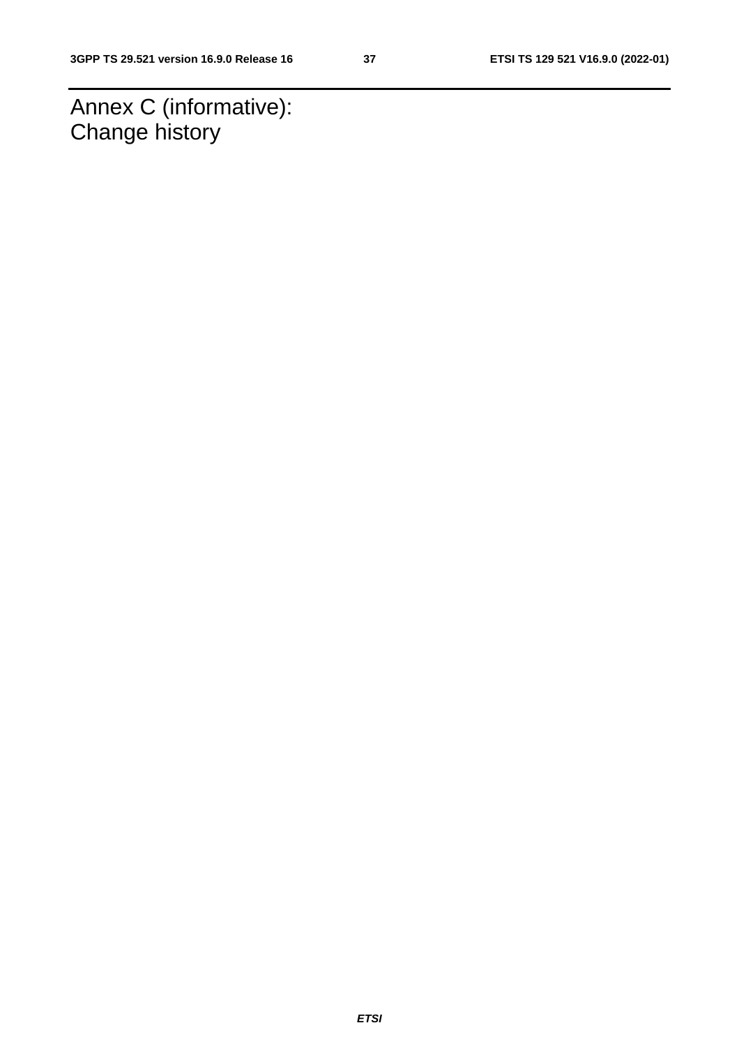# Annex C (informative): Change history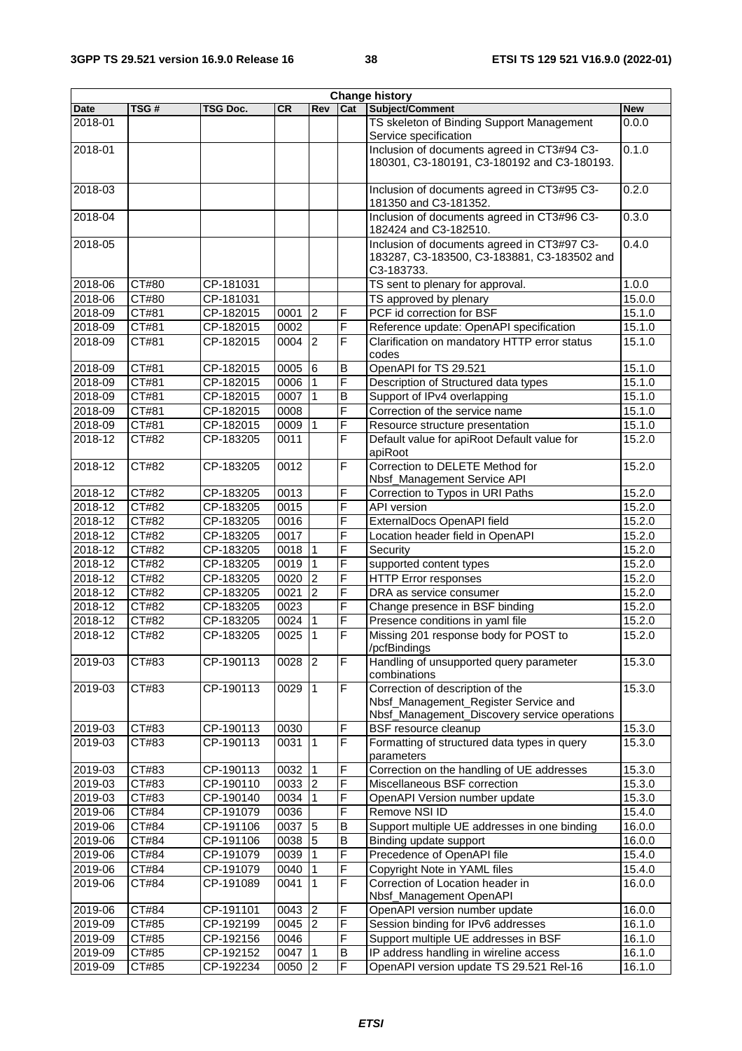| Change history | | | | | | | |
|---|---|---|---|---|---|---|---|
| Date | TSG # | TSG Doc. | CR | Rev | Cat | Subject/Comment | New |
| 2018-01 | | | | | | TS skeleton of Binding Support Management Service specification | 0.0.0 |
| 2018-01 | | | | | | Inclusion of documents agreed in CT3#94 C3-180301, C3-180191, C3-180192 and C3-180193. | 0.1.0 |
| 2018-03 | | | | | | Inclusion of documents agreed in CT3#95 C3-181350 and C3-181352. | 0.2.0 |
| 2018-04 | | | | | | Inclusion of documents agreed in CT3#96 C3-182424 and C3-182510. | 0.3.0 |
| 2018-05 | | | | | | Inclusion of documents agreed in CT3#97 C3-183287, C3-183500, C3-183881, C3-183502 and C3-183733. | 0.4.0 |
| 2018-06 | CT#80 | CP-181031 | | | | TS sent to plenary for approval. | 1.0.0 |
| 2018-06 | CT#80 | CP-181031 | | | | TS approved by plenary | 15.0.0 |
| 2018-09 | CT#81 | CP-182015 | 0001 | 2 | F | PCF id correction for BSF | 15.1.0 |
| 2018-09 | CT#81 | CP-182015 | 0002 | | F | Reference update: OpenAPI specification | 15.1.0 |
| 2018-09 | CT#81 | CP-182015 | 0004 | 2 | F | Clarification on mandatory HTTP error status codes | 15.1.0 |
| 2018-09 | CT#81 | CP-182015 | 0005 | 6 | B | OpenAPI for TS 29.521 | 15.1.0 |
| 2018-09 | CT#81 | CP-182015 | 0006 | 1 | F | Description of Structured data types | 15.1.0 |
| 2018-09 | CT#81 | CP-182015 | 0007 | 1 | B | Support of IPv4 overlapping | 15.1.0 |
| 2018-09 | CT#81 | CP-182015 | 0008 | | F | Correction of the service name | 15.1.0 |
| 2018-09 | CT#81 | CP-182015 | 0009 | 1 | F | Resource structure presentation | 15.1.0 |
| 2018-12 | CT#82 | CP-183205 | 0011 | | F | Default value for apiRoot Default value for apiRoot | 15.2.0 |
| 2018-12 | CT#82 | CP-183205 | 0012 | | F | Correction to DELETE Method for Nbsf_Management Service API | 15.2.0 |
| 2018-12 | CT#82 | CP-183205 | 0013 | | F | Correction to Typos in URI Paths | 15.2.0 |
| 2018-12 | CT#82 | CP-183205 | 0015 | | F | API version | 15.2.0 |
| 2018-12 | CT#82 | CP-183205 | 0016 | | F | ExternalDocs OpenAPI field | 15.2.0 |
| 2018-12 | CT#82 | CP-183205 | 0017 | | F | Location header field in OpenAPI | 15.2.0 |
| 2018-12 | CT#82 | CP-183205 | 0018 | 1 | F | Security | 15.2.0 |
| 2018-12 | CT#82 | CP-183205 | 0019 | 1 | F | supported content types | 15.2.0 |
| 2018-12 | CT#82 | CP-183205 | 0020 | 2 | F | HTTP Error responses | 15.2.0 |
| 2018-12 | CT#82 | CP-183205 | 0021 | 2 | F | DRA as service consumer | 15.2.0 |
| 2018-12 | CT#82 | CP-183205 | 0023 | | F | Change presence in BSF binding | 15.2.0 |
| 2018-12 | CT#82 | CP-183205 | 0024 | 1 | F | Presence conditions in yaml file | 15.2.0 |
| 2018-12 | CT#82 | CP-183205 | 0025 | 1 | F | Missing 201 response body for POST to /pcfBindings | 15.2.0 |
| 2019-03 | CT#83 | CP-190113 | 0028 | 2 | F | Handling of unsupported query parameter combinations | 15.3.0 |
| 2019-03 | CT#83 | CP-190113 | 0029 | 1 | F | Correction of description of the Nbsf_Management_Register Service and Nbsf_Management_Discovery service operations | 15.3.0 |
| 2019-03 | CT#83 | CP-190113 | 0030 | | F | BSF resource cleanup | 15.3.0 |
| 2019-03 | CT#83 | CP-190113 | 0031 | 1 | F | Formatting of structured data types in query parameters | 15.3.0 |
| 2019-03 | CT#83 | CP-190113 | 0032 | 1 | F | Correction on the handling of UE addresses | 15.3.0 |
| 2019-03 | CT#83 | CP-190110 | 0033 | 2 | F | Miscellaneous BSF correction | 15.3.0 |
| 2019-03 | CT#83 | CP-190140 | 0034 | 1 | F | OpenAPI Version number update | 15.3.0 |
| 2019-06 | CT#84 | CP-191079 | 0036 | | F | Remove NSI ID | 15.4.0 |
| 2019-06 | CT#84 | CP-191106 | 0037 | 5 | B | Support multiple UE addresses in one binding | 16.0.0 |
| 2019-06 | CT#84 | CP-191106 | 0038 | 5 | B | Binding update support | 16.0.0 |
| 2019-06 | CT#84 | CP-191079 | 0039 | 1 | F | Precedence of OpenAPI file | 15.4.0 |
| 2019-06 | CT#84 | CP-191079 | 0040 | 1 | F | Copyright Note in YAML files | 15.4.0 |
| 2019-06 | CT#84 | CP-191089 | 0041 | 1 | F | Correction of Location header in Nbsf_Management OpenAPI | 16.0.0 |
| 2019-06 | CT#84 | CP-191101 | 0043 | 2 | F | OpenAPI version number update | 16.0.0 |
| 2019-09 | CT#85 | CP-192199 | 0045 | 2 | F | Session binding for IPv6 addresses | 16.1.0 |
| 2019-09 | CT#85 | CP-192156 | 0046 | | F | Support multiple UE addresses in BSF | 16.1.0 |
| 2019-09 | CT#85 | CP-192152 | 0047 | 1 | B | IP address handling in wireline access | 16.1.0 |
| 2019-09 | CT#85 | CP-192234 | 0050 | 2 | F | OpenAPI version update TS 29.521 Rel-16 | 16.1.0 |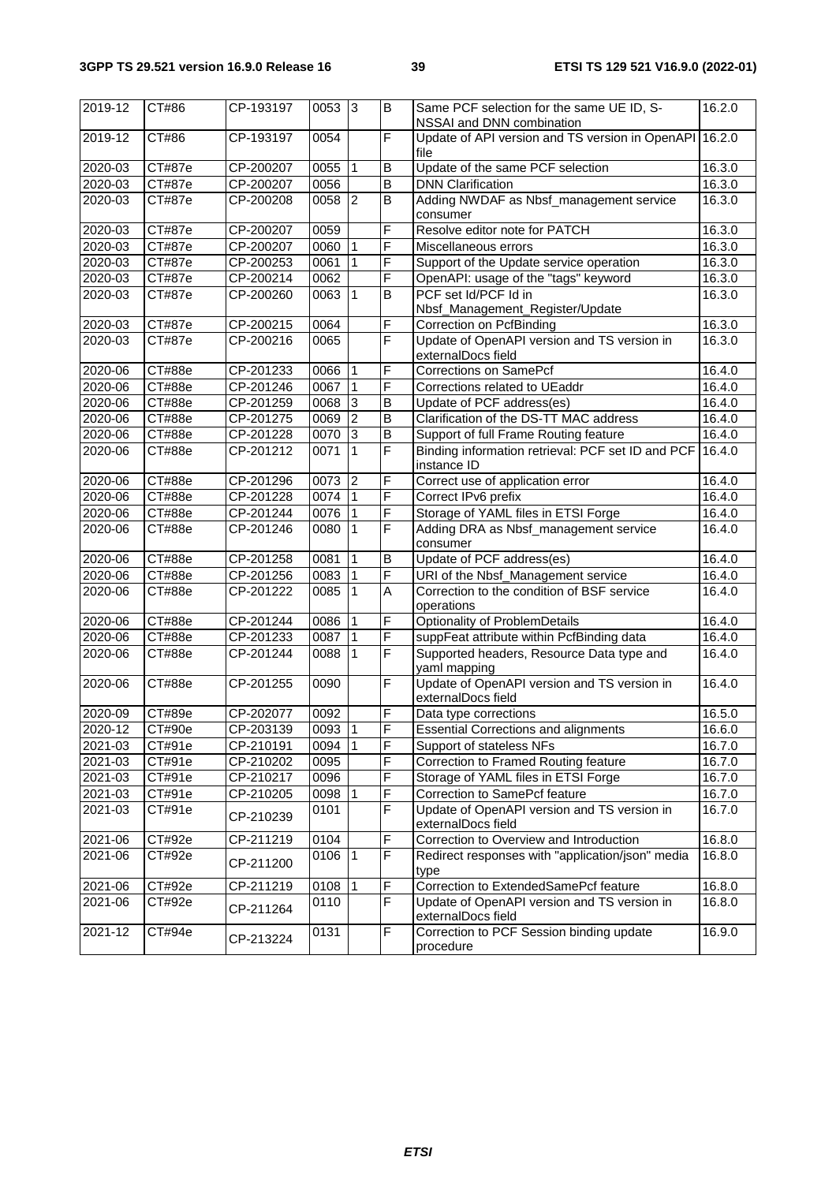| 2019-12 | CT#86 | CP-193197 | 0053 | 3 | B | Same PCF selection for the same UE ID, S-NSSAI and DNN combination | 16.2.0 |
|---|---|---|---|---|---|---|---|
| 2019-12 | CT#86 | CP-193197 | 0054 | | F | Update of API version and TS version in OpenAPI file | 16.2.0 |
| 2020-03 | CT#87e | CP-200207 | 0055 | 1 | B | Update of the same PCF selection | 16.3.0 |
| 2020-03 | CT#87e | CP-200207 | 0056 | | B | DNN Clarification | 16.3.0 |
| 2020-03 | CT#87e | CP-200208 | 0058 | 2 | B | Adding NWDAF as Nbsf_management service consumer | 16.3.0 |
| 2020-03 | CT#87e | CP-200207 | 0059 | | F | Resolve editor note for PATCH | 16.3.0 |
| 2020-03 | CT#87e | CP-200207 | 0060 | 1 | F | Miscellaneous errors | 16.3.0 |
| 2020-03 | CT#87e | CP-200253 | 0061 | 1 | F | Support of the Update service operation | 16.3.0 |
| 2020-03 | CT#87e | CP-200214 | 0062 | | F | OpenAPI: usage of the "tags" keyword | 16.3.0 |
| 2020-03 | CT#87e | CP-200260 | 0063 | 1 | B | PCF set Id/PCF Id in Nbsf_Management_Register/Update | 16.3.0 |
| 2020-03 | CT#87e | CP-200215 | 0064 | | F | Correction on PcfBinding | 16.3.0 |
| 2020-03 | CT#87e | CP-200216 | 0065 | | F | Update of OpenAPI version and TS version in externalDocs field | 16.3.0 |
| 2020-06 | CT#88e | CP-201233 | 0066 | 1 | F | Corrections on SamePcf | 16.4.0 |
| 2020-06 | CT#88e | CP-201246 | 0067 | 1 | F | Corrections related to UEaddr | 16.4.0 |
| 2020-06 | CT#88e | CP-201259 | 0068 | 3 | B | Update of PCF address(es) | 16.4.0 |
| 2020-06 | CT#88e | CP-201275 | 0069 | 2 | B | Clarification of the DS-TT MAC address | 16.4.0 |
| 2020-06 | CT#88e | CP-201228 | 0070 | 3 | B | Support of full Frame Routing feature | 16.4.0 |
| 2020-06 | CT#88e | CP-201212 | 0071 | 1 | F | Binding information retrieval: PCF set ID and PCF instance ID | 16.4.0 |
| 2020-06 | CT#88e | CP-201296 | 0073 | 2 | F | Correct use of application error | 16.4.0 |
| 2020-06 | CT#88e | CP-201228 | 0074 | 1 | F | Correct IPv6 prefix | 16.4.0 |
| 2020-06 | CT#88e | CP-201244 | 0076 | 1 | F | Storage of YAML files in ETSI Forge | 16.4.0 |
| 2020-06 | CT#88e | CP-201246 | 0080 | 1 | F | Adding DRA as Nbsf_management service consumer | 16.4.0 |
| 2020-06 | CT#88e | CP-201258 | 0081 | 1 | B | Update of PCF address(es) | 16.4.0 |
| 2020-06 | CT#88e | CP-201256 | 0083 | 1 | F | URI of the Nbsf_Management service | 16.4.0 |
| 2020-06 | CT#88e | CP-201222 | 0085 | 1 | A | Correction to the condition of BSF service operations | 16.4.0 |
| 2020-06 | CT#88e | CP-201244 | 0086 | 1 | F | Optionality of ProblemDetails | 16.4.0 |
| 2020-06 | CT#88e | CP-201233 | 0087 | 1 | F | suppFeat attribute within PcfBinding data | 16.4.0 |
| 2020-06 | CT#88e | CP-201244 | 0088 | 1 | F | Supported headers, Resource Data type and yaml mapping | 16.4.0 |
| 2020-06 | CT#88e | CP-201255 | 0090 | | F | Update of OpenAPI version and TS version in externalDocs field | 16.4.0 |
| 2020-09 | CT#89e | CP-202077 | 0092 | | F | Data type corrections | 16.5.0 |
| 2020-12 | CT#90e | CP-203139 | 0093 | 1 | F | Essential Corrections and alignments | 16.6.0 |
| 2021-03 | CT#91e | CP-210191 | 0094 | 1 | F | Support of stateless NFs | 16.7.0 |
| 2021-03 | CT#91e | CP-210202 | 0095 | | F | Correction to Framed Routing feature | 16.7.0 |
| 2021-03 | CT#91e | CP-210217 | 0096 | | F | Storage of YAML files in ETSI Forge | 16.7.0 |
| 2021-03 | CT#91e | CP-210205 | 0098 | 1 | F | Correction to SamePcf feature | 16.7.0 |
| 2021-03 | CT#91e | CP-210239 | 0101 | | F | Update of OpenAPI version and TS version in externalDocs field | 16.7.0 |
| 2021-06 | CT#92e | CP-211219 | 0104 | | F | Correction to Overview and Introduction | 16.8.0 |
| 2021-06 | CT#92e | CP-211200 | 0106 | 1 | F | Redirect responses with "application/json" media type | 16.8.0 |
| 2021-06 | CT#92e | CP-211219 | 0108 | 1 | F | Correction to ExtendedSamePcf feature | 16.8.0 |
| 2021-06 | CT#92e | CP-211264 | 0110 | | F | Update of OpenAPI version and TS version in externalDocs field | 16.8.0 |
| 2021-12 | CT#94e | CP-213224 | 0131 | | F | Correction to PCF Session binding update procedure | 16.9.0 |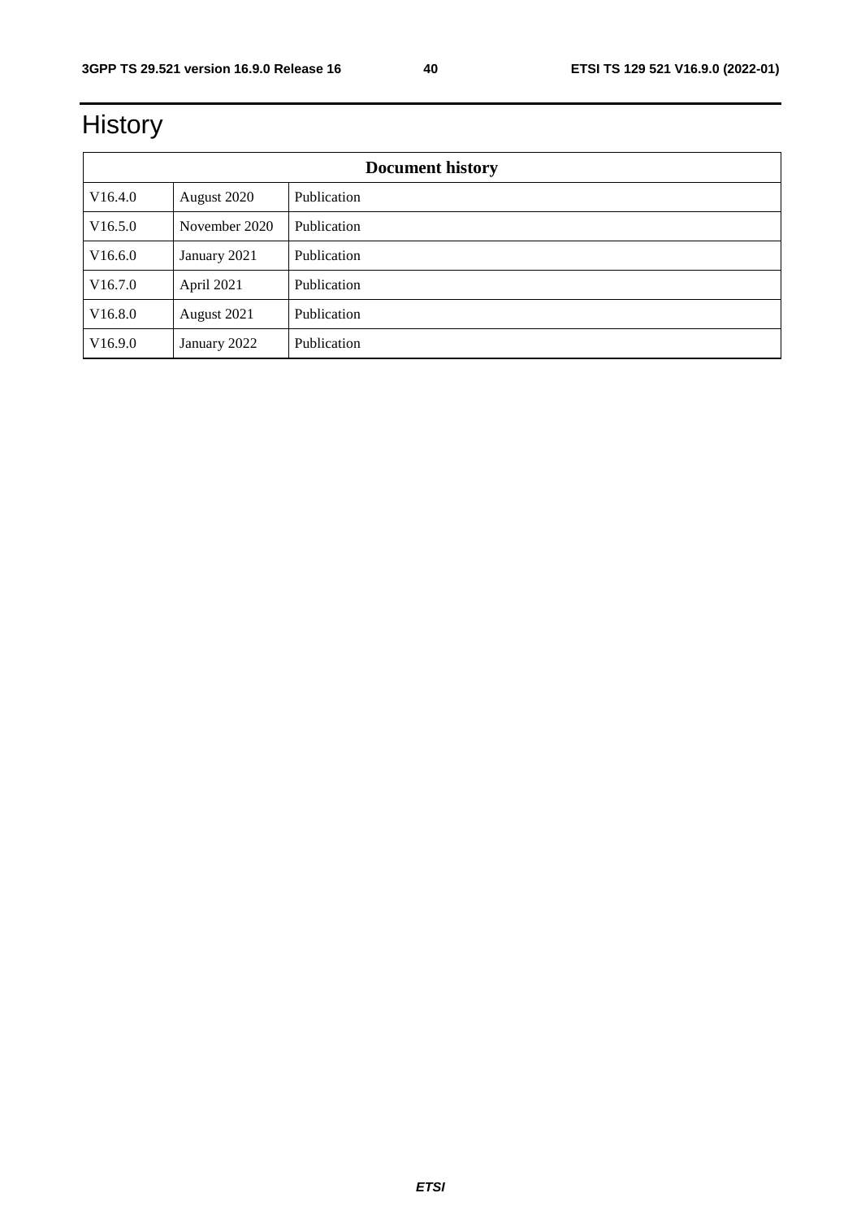# History

| Document history | | |
| --- | --- | --- |
| V16.4.0 | August 2020 | Publication |
| V16.5.0 | November 2020 | Publication |
| V16.6.0 | January 2021 | Publication |
| V16.7.0 | April 2021 | Publication |
| V16.8.0 | August 2021 | Publication |
| V16.9.0 | January 2022 | Publication |